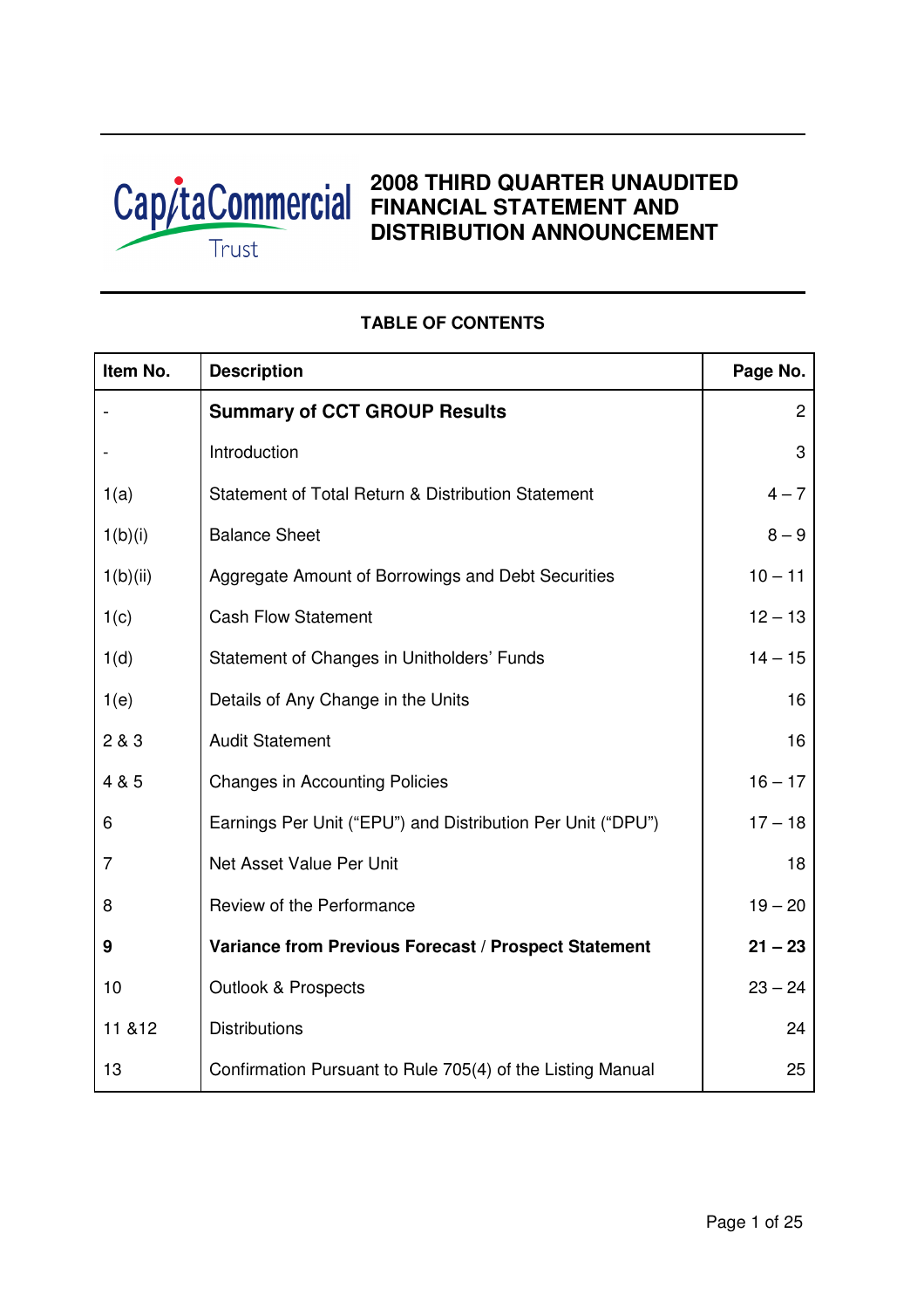# 2008 THIRD QUARTER UNAUDITED FINANCIAL STATEMENT AND DISTRIBUTION ANNOUNCEMENT

## TABLE OF CONTENTS

| Item No. | Description | Page No. |
|---|---|---|
| - | **Summary of CCT GROUP Results** | 2 |
| - | Introduction | 3 |
| 1(a) | Statement of Total Return & Distribution Statement | 4 – 7 |
| 1(b)(i) | Balance Sheet | 8 – 9 |
| 1(b)(ii) | Aggregate Amount of Borrowings and Debt Securities | 10 – 11 |
| 1(c) | Cash Flow Statement | 12 – 13 |
| 1(d) | Statement of Changes in Unitholders' Funds | 14 – 15 |
| 1(e) | Details of Any Change in the Units | 16 |
| 2 & 3 | Audit Statement | 16 |
| 4 & 5 | Changes in Accounting Policies | 16 – 17 |
| 6 | Earnings Per Unit ("EPU") and Distribution Per Unit ("DPU") | 17 – 18 |
| 7 | Net Asset Value Per Unit | 18 |
| 8 | Review of the Performance | 19 – 20 |
| **9** | **Variance from Previous Forecast / Prospect Statement** | **21 – 23** |
| 10 | Outlook & Prospects | 23 – 24 |
| 11 &12 | Distributions | 24 |
| 13 | Confirmation Pursuant to Rule 705(4) of the Listing Manual | 25 |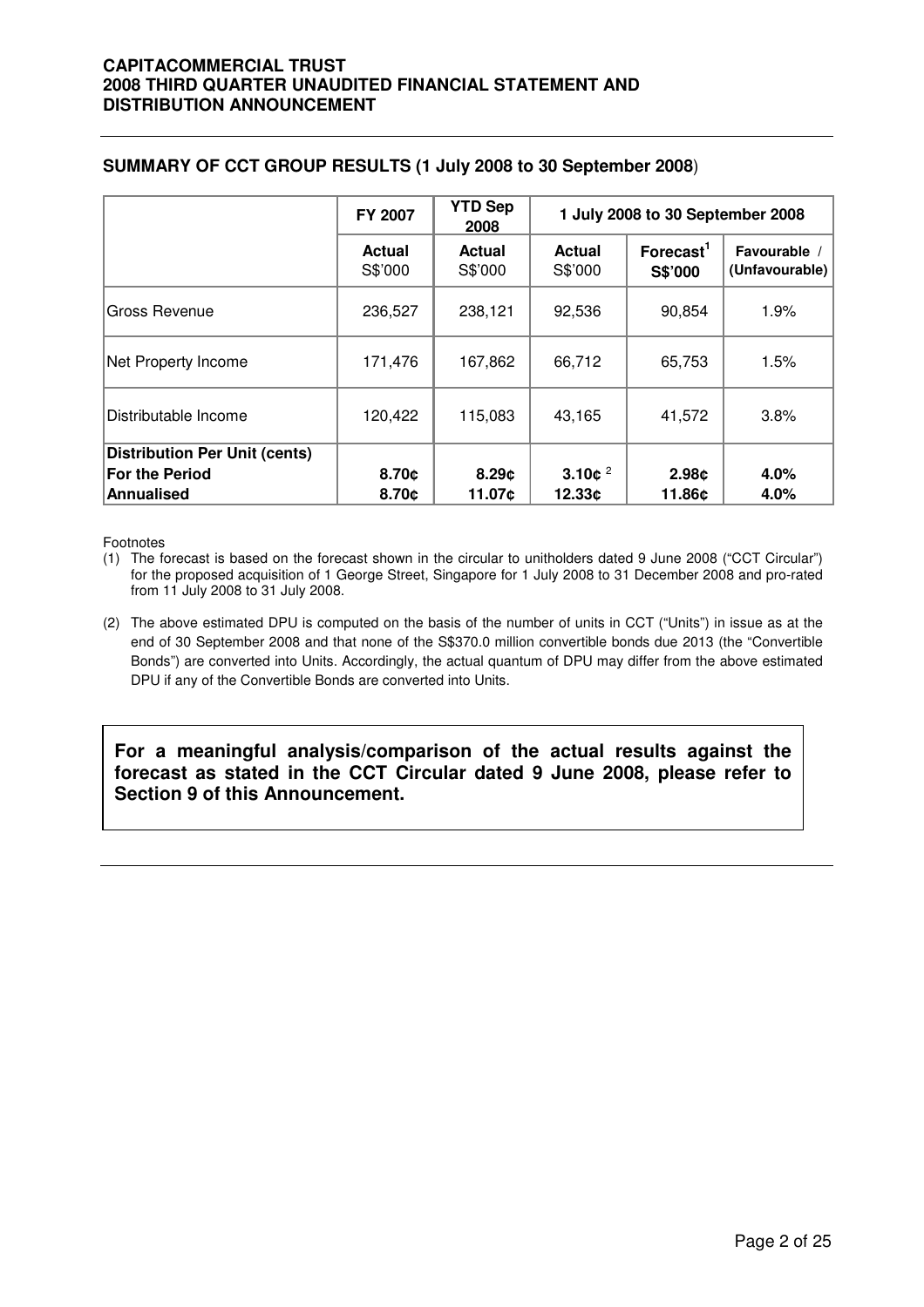## SUMMARY OF CCT GROUP RESULTS (1 July 2008 to 30 September 2008)

| | FY 2007 | YTD Sep 2008 | 1 July 2008 to 30 September 2008 | | |
|---|---|---|---|---|---|
| | **Actual** S$'000 | **Actual** S$'000 | **Actual** S$'000 | **Forecast[1]** **S$'000** | **Favourable / (Unfavourable)** |
| Gross Revenue | 236,527 | 238,121 | 92,536 | 90,854 | 1.9% |
| Net Property Income | 171,476 | 167,862 | 66,712 | 65,753 | 1.5% |
| Distributable Income | 120,422 | 115,083 | 43,165 | 41,572 | 3.8% |
| **Distribution Per Unit (cents)** | | | | | |
| **For the Period** | **8.70¢** | **8.29¢** | **3.10¢** [2] | **2.98¢** | **4.0%** |
| **Annualised** | **8.70¢** | **11.07¢** | **12.33¢** | **11.86¢** | **4.0%** |

Footnotes

(1) The forecast is based on the forecast shown in the circular to unitholders dated 9 June 2008 ("CCT Circular") for the proposed acquisition of 1 George Street, Singapore for 1 July 2008 to 31 December 2008 and pro-rated from 11 July 2008 to 31 July 2008.

(2) The above estimated DPU is computed on the basis of the number of units in CCT ("Units") in issue as at the end of 30 September 2008 and that none of the S$370.0 million convertible bonds due 2013 (the "Convertible Bonds") are converted into Units. Accordingly, the actual quantum of DPU may differ from the above estimated DPU if any of the Convertible Bonds are converted into Units.

**For a meaningful analysis/comparison of the actual results against the forecast as stated in the CCT Circular dated 9 June 2008, please refer to Section 9 of this Announcement.**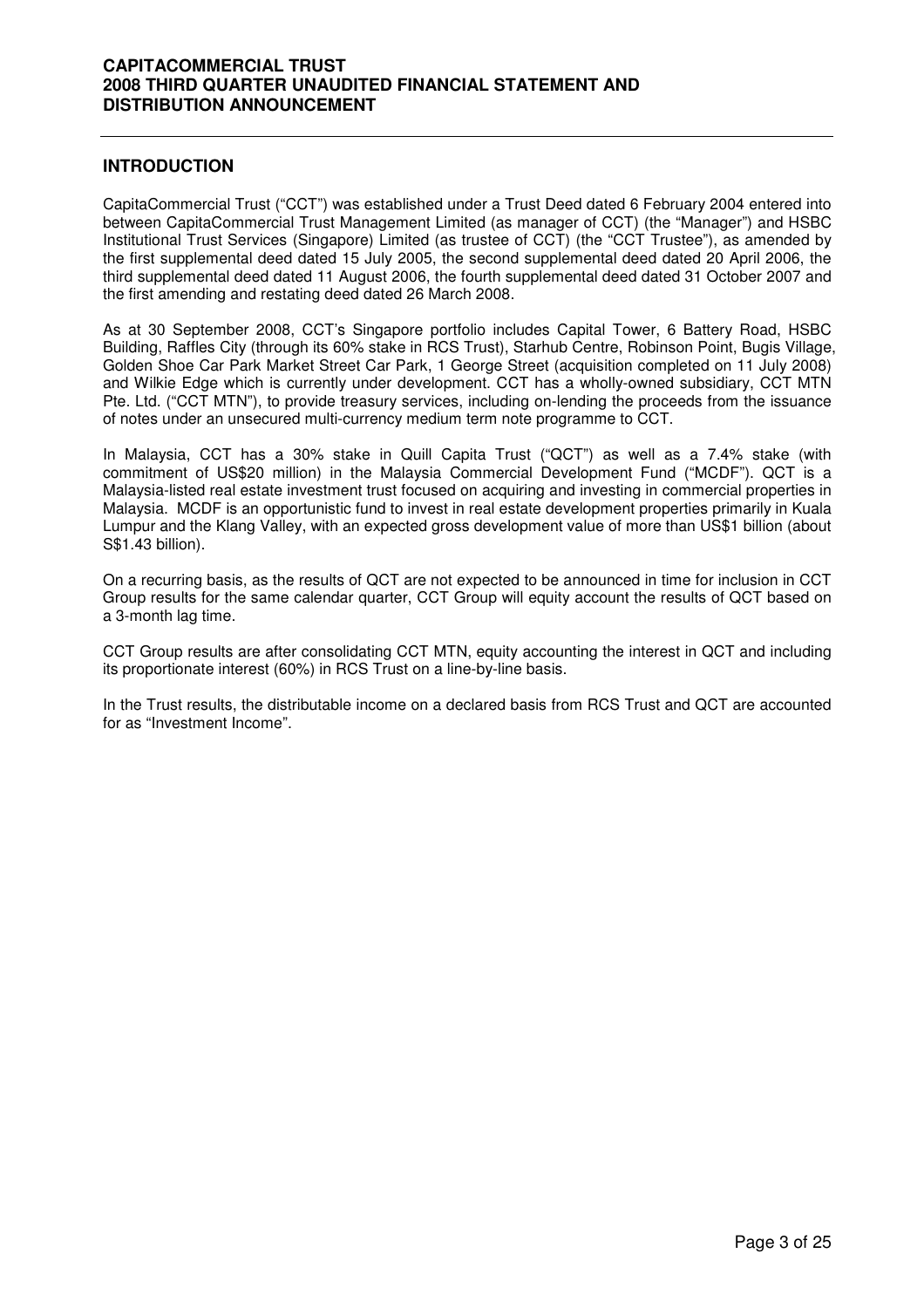## INTRODUCTION

CapitaCommercial Trust ("CCT") was established under a Trust Deed dated 6 February 2004 entered into between CapitaCommercial Trust Management Limited (as manager of CCT) (the "Manager") and HSBC Institutional Trust Services (Singapore) Limited (as trustee of CCT) (the "CCT Trustee"), as amended by the first supplemental deed dated 15 July 2005, the second supplemental deed dated 20 April 2006, the third supplemental deed dated 11 August 2006, the fourth supplemental deed dated 31 October 2007 and the first amending and restating deed dated 26 March 2008.

As at 30 September 2008, CCT's Singapore portfolio includes Capital Tower, 6 Battery Road, HSBC Building, Raffles City (through its 60% stake in RCS Trust), Starhub Centre, Robinson Point, Bugis Village, Golden Shoe Car Park Market Street Car Park, 1 George Street (acquisition completed on 11 July 2008) and Wilkie Edge which is currently under development. CCT has a wholly-owned subsidiary, CCT MTN Pte. Ltd. ("CCT MTN"), to provide treasury services, including on-lending the proceeds from the issuance of notes under an unsecured multi-currency medium term note programme to CCT.

In Malaysia, CCT has a 30% stake in Quill Capita Trust ("QCT") as well as a 7.4% stake (with commitment of US$20 million) in the Malaysia Commercial Development Fund ("MCDF"). QCT is a Malaysia-listed real estate investment trust focused on acquiring and investing in commercial properties in Malaysia. MCDF is an opportunistic fund to invest in real estate development properties primarily in Kuala Lumpur and the Klang Valley, with an expected gross development value of more than US$1 billion (about S$1.43 billion).

On a recurring basis, as the results of QCT are not expected to be announced in time for inclusion in CCT Group results for the same calendar quarter, CCT Group will equity account the results of QCT based on a 3-month lag time.

CCT Group results are after consolidating CCT MTN, equity accounting the interest in QCT and including its proportionate interest (60%) in RCS Trust on a line-by-line basis.

In the Trust results, the distributable income on a declared basis from RCS Trust and QCT are accounted for as "Investment Income".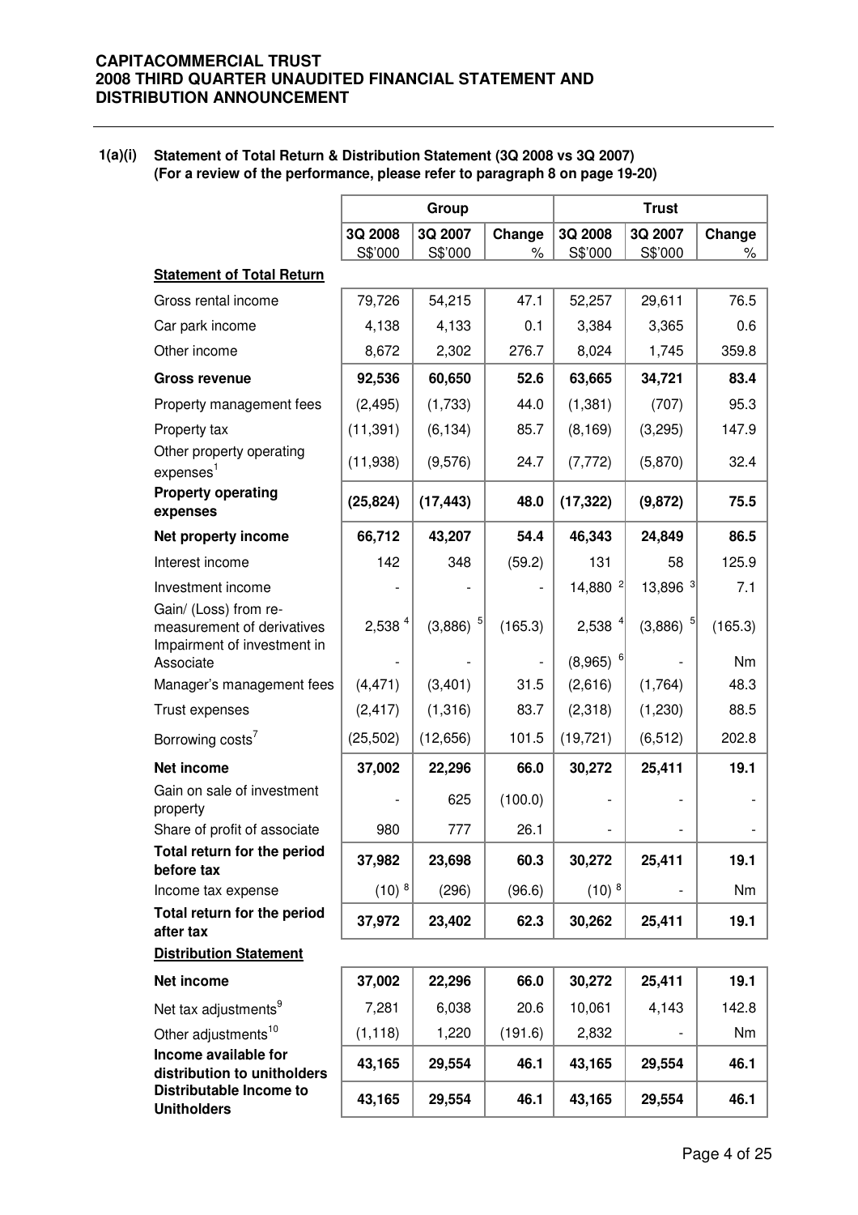**CAPITACOMMERCIAL TRUST**
**2008 THIRD QUARTER UNAUDITED FINANCIAL STATEMENT AND DISTRIBUTION ANNOUNCEMENT**

**1(a)(i) Statement of Total Return & Distribution Statement (3Q 2008 vs 3Q 2007)**
**(For a review of the performance, please refer to paragraph 8 on page 19-20)**

| | Group | | | Trust | | |
|---|---|---|---|---|---|---|
| | 3Q 2008 S$'000 | 3Q 2007 S$'000 | Change % | 3Q 2008 S$'000 | 3Q 2007 S$'000 | Change % |
| **Statement of Total Return** | | | | | | |
| Gross rental income | 79,726 | 54,215 | 47.1 | 52,257 | 29,611 | 76.5 |
| Car park income | 4,138 | 4,133 | 0.1 | 3,384 | 3,365 | 0.6 |
| Other income | 8,672 | 2,302 | 276.7 | 8,024 | 1,745 | 359.8 |
| **Gross revenue** | **92,536** | **60,650** | **52.6** | **63,665** | **34,721** | **83.4** |
| Property management fees | (2,495) | (1,733) | 44.0 | (1,381) | (707) | 95.3 |
| Property tax | (11,391) | (6,134) | 85.7 | (8,169) | (3,295) | 147.9 |
| Other property operating expenses[1] | (11,938) | (9,576) | 24.7 | (7,772) | (5,870) | 32.4 |
| **Property operating expenses** | **(25,824)** | **(17,443)** | **48.0** | **(17,322)** | **(9,872)** | **75.5** |
| **Net property income** | **66,712** | **43,207** | **54.4** | **46,343** | **24,849** | **86.5** |
| Interest income | 142 | 348 | (59.2) | 131 | 58 | 125.9 |
| Investment income | - | - | - | 14,880 [2] | 13,896 [3] | 7.1 |
| Gain/ (Loss) from re-measurement of derivatives | 2,538 [4] | (3,886) [5] | (165.3) | 2,538 [4] | (3,886) [5] | (165.3) |
| Impairment of investment in Associate | - | - | - | (8,965) [6] | - | Nm |
| Manager's management fees | (4,471) | (3,401) | 31.5 | (2,616) | (1,764) | 48.3 |
| Trust expenses | (2,417) | (1,316) | 83.7 | (2,318) | (1,230) | 88.5 |
| Borrowing costs[7] | (25,502) | (12,656) | 101.5 | (19,721) | (6,512) | 202.8 |
| **Net income** | **37,002** | **22,296** | **66.0** | **30,272** | **25,411** | **19.1** |
| Gain on sale of investment property | - | 625 | (100.0) | - | - | - |
| Share of profit of associate | 980 | 777 | 26.1 | - | - | - |
| **Total return for the period before tax** | **37,982** | **23,698** | **60.3** | **30,272** | **25,411** | **19.1** |
| Income tax expense | (10) [8] | (296) | (96.6) | (10) [8] | - | Nm |
| **Total return for the period after tax** | **37,972** | **23,402** | **62.3** | **30,262** | **25,411** | **19.1** |
| **Distribution Statement** | | | | | | |
| **Net income** | **37,002** | **22,296** | **66.0** | **30,272** | **25,411** | **19.1** |
| Net tax adjustments[9] | 7,281 | 6,038 | 20.6 | 10,061 | 4,143 | 142.8 |
| Other adjustments[10] | (1,118) | 1,220 | (191.6) | 2,832 | - | Nm |
| **Income available for distribution to unitholders** | **43,165** | **29,554** | **46.1** | **43,165** | **29,554** | **46.1** |
| **Distributable Income to Unitholders** | **43,165** | **29,554** | **46.1** | **43,165** | **29,554** | **46.1** |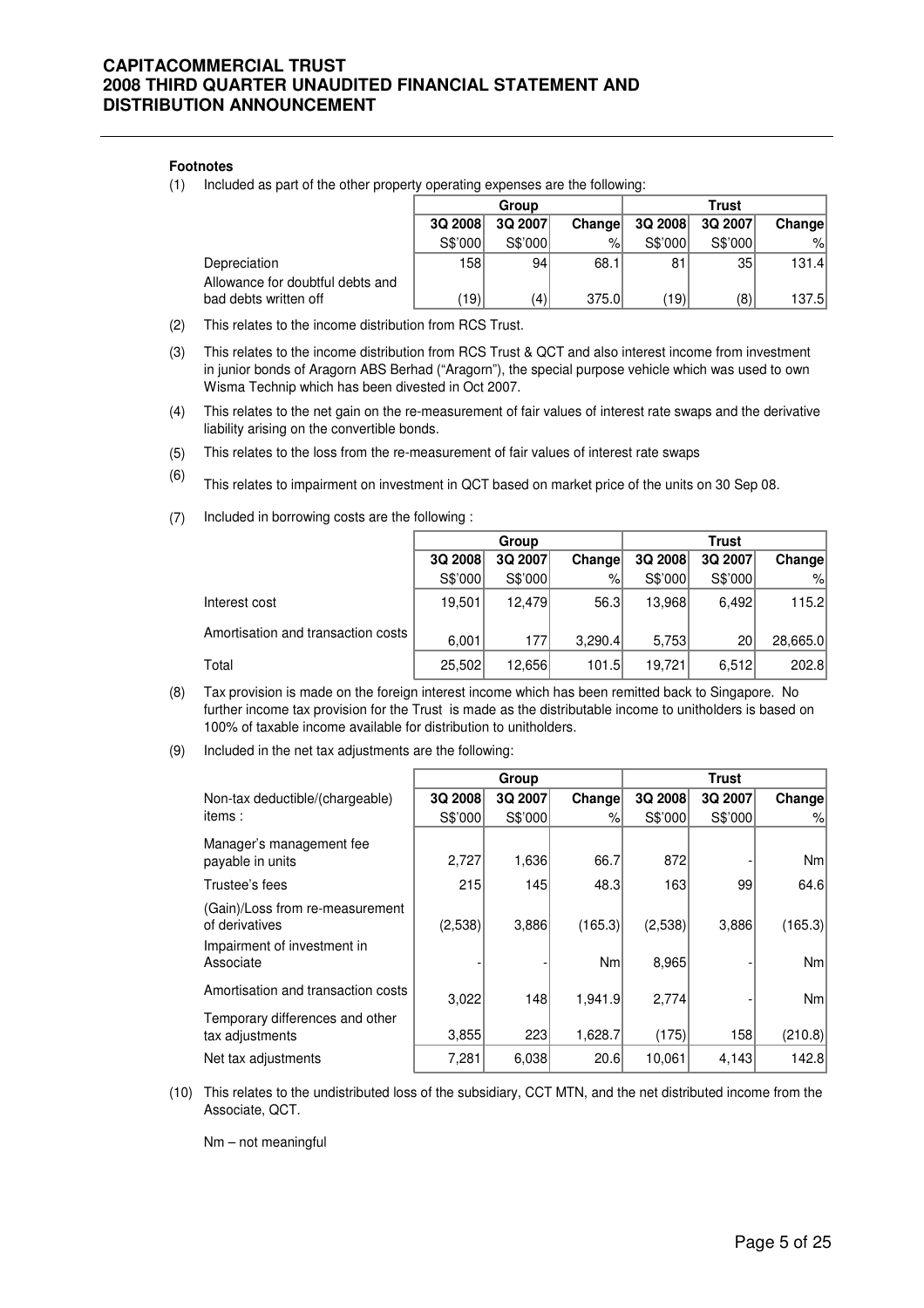**Footnotes**

(1) Included as part of the other property operating expenses are the following:

| | Group | | | Trust | | |
|---|---|---|---|---|---|---|
| | 3Q 2008 | 3Q 2007 | Change | 3Q 2008 | 3Q 2007 | Change |
| | S$'000 | S$'000 | % | S$'000 | S$'000 | % |
| Depreciation | 158 | 94 | 68.1 | 81 | 35 | 131.4 |
| Allowance for doubtful debts and bad debts written off | (19) | (4) | 375.0 | (19) | (8) | 137.5 |

(2) This relates to the income distribution from RCS Trust.

(3) This relates to the income distribution from RCS Trust & QCT and also interest income from investment in junior bonds of Aragorn ABS Berhad ("Aragorn"), the special purpose vehicle which was used to own Wisma Technip which has been divested in Oct 2007.

(4) This relates to the net gain on the re-measurement of fair values of interest rate swaps and the derivative liability arising on the convertible bonds.

(5) This relates to the loss from the re-measurement of fair values of interest rate swaps

(6) This relates to impairment on investment in QCT based on market price of the units on 30 Sep 08.

(7) Included in borrowing costs are the following :

| | Group | | | Trust | | |
|---|---|---|---|---|---|---|
| | 3Q 2008 | 3Q 2007 | Change | 3Q 2008 | 3Q 2007 | Change |
| | S$'000 | S$'000 | % | S$'000 | S$'000 | % |
| Interest cost | 19,501 | 12,479 | 56.3 | 13,968 | 6,492 | 115.2 |
| Amortisation and transaction costs | 6,001 | 177 | 3,290.4 | 5,753 | 20 | 28,665.0 |
| Total | 25,502 | 12,656 | 101.5 | 19,721 | 6,512 | 202.8 |

(8) Tax provision is made on the foreign interest income which has been remitted back to Singapore. No further income tax provision for the Trust is made as the distributable income to unitholders is based on 100% of taxable income available for distribution to unitholders.

(9) Included in the net tax adjustments are the following:

| | Group | | | Trust | | |
|---|---|---|---|---|---|---|
| Non-tax deductible/(chargeable) items : | 3Q 2008 | 3Q 2007 | Change | 3Q 2008 | 3Q 2007 | Change |
| | S$'000 | S$'000 | % | S$'000 | S$'000 | % |
| Manager's management fee payable in units | 2,727 | 1,636 | 66.7 | 872 | - | Nm |
| Trustee's fees | 215 | 145 | 48.3 | 163 | 99 | 64.6 |
| (Gain)/Loss from re-measurement of derivatives | (2,538) | 3,886 | (165.3) | (2,538) | 3,886 | (165.3) |
| Impairment of investment in Associate | - | - | Nm | 8,965 | - | Nm |
| Amortisation and transaction costs | 3,022 | 148 | 1,941.9 | 2,774 | - | Nm |
| Temporary differences and other tax adjustments | 3,855 | 223 | 1,628.7 | (175) | 158 | (210.8) |
| Net tax adjustments | 7,281 | 6,038 | 20.6 | 10,061 | 4,143 | 142.8 |

(10) This relates to the undistributed loss of the subsidiary, CCT MTN, and the net distributed income from the Associate, QCT.

Nm – not meaningful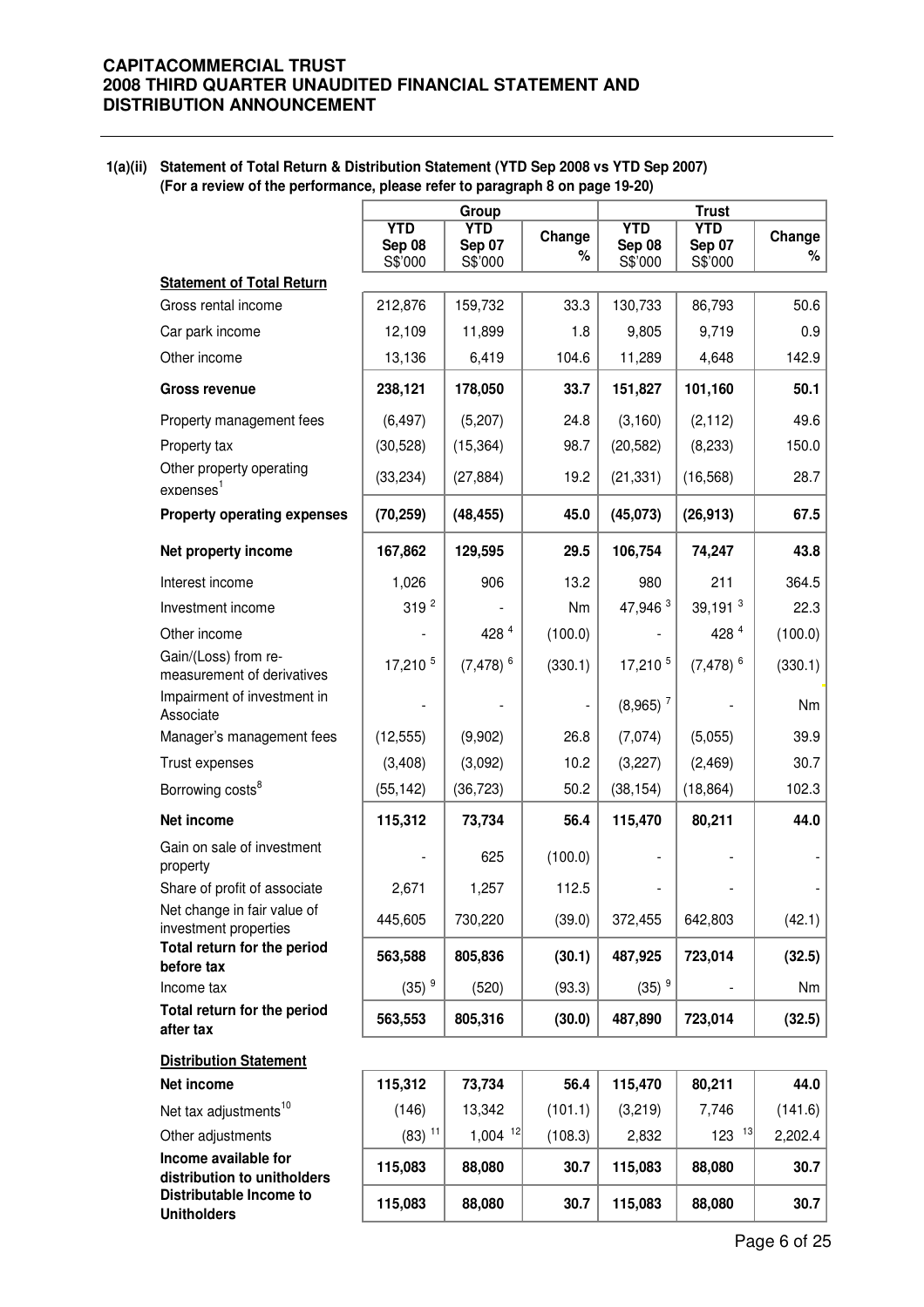**CAPITACOMMERCIAL TRUST**
**2008 THIRD QUARTER UNAUDITED FINANCIAL STATEMENT AND DISTRIBUTION ANNOUNCEMENT**

**1(a)(ii) Statement of Total Return & Distribution Statement (YTD Sep 2008 vs YTD Sep 2007)**
**(For a review of the performance, please refer to paragraph 8 on page 19-20)**

| | Group | | | Trust | | |
|---|---|---|---|---|---|---|
| | YTD Sep 08 S$'000 | YTD Sep 07 S$'000 | Change % | YTD Sep 08 S$'000 | YTD Sep 07 S$'000 | Change % |
| **Statement of Total Return** | | | | | | |
| Gross rental income | 212,876 | 159,732 | 33.3 | 130,733 | 86,793 | 50.6 |
| Car park income | 12,109 | 11,899 | 1.8 | 9,805 | 9,719 | 0.9 |
| Other income | 13,136 | 6,419 | 104.6 | 11,289 | 4,648 | 142.9 |
| **Gross revenue** | **238,121** | **178,050** | **33.7** | **151,827** | **101,160** | **50.1** |
| Property management fees | (6,497) | (5,207) | 24.8 | (3,160) | (2,112) | 49.6 |
| Property tax | (30,528) | (15,364) | 98.7 | (20,582) | (8,233) | 150.0 |
| Other property operating expenses[1] | (33,234) | (27,884) | 19.2 | (21,331) | (16,568) | 28.7 |
| **Property operating expenses** | **(70,259)** | **(48,455)** | **45.0** | **(45,073)** | **(26,913)** | **67.5** |
| **Net property income** | **167,862** | **129,595** | **29.5** | **106,754** | **74,247** | **43.8** |
| Interest income | 1,026 | 906 | 13.2 | 980 | 211 | 364.5 |
| Investment income | 319 [2] | - | Nm | 47,946 [3] | 39,191 [3] | 22.3 |
| Other income | - | 428 [4] | (100.0) | - | 428 [4] | (100.0) |
| Gain/(Loss) from re-measurement of derivatives | 17,210 [5] | (7,478) [6] | (330.1) | 17,210 [5] | (7,478) [6] | (330.1) |
| Impairment of investment in Associate | - | - | - | (8,965) [7] | - | Nm |
| Manager's management fees | (12,555) | (9,902) | 26.8 | (7,074) | (5,055) | 39.9 |
| Trust expenses | (3,408) | (3,092) | 10.2 | (3,227) | (2,469) | 30.7 |
| Borrowing costs[8] | (55,142) | (36,723) | 50.2 | (38,154) | (18,864) | 102.3 |
| **Net income** | **115,312** | **73,734** | **56.4** | **115,470** | **80,211** | **44.0** |
| Gain on sale of investment property | - | 625 | (100.0) | - | - | - |
| Share of profit of associate | 2,671 | 1,257 | 112.5 | - | - | - |
| Net change in fair value of investment properties | 445,605 | 730,220 | (39.0) | 372,455 | 642,803 | (42.1) |
| **Total return for the period before tax** | **563,588** | **805,836** | **(30.1)** | **487,925** | **723,014** | **(32.5)** |
| Income tax | (35) [9] | (520) | (93.3) | (35) [9] | - | Nm |
| **Total return for the period after tax** | **563,553** | **805,316** | **(30.0)** | **487,890** | **723,014** | **(32.5)** |
| **Distribution Statement** | | | | | | |
| **Net income** | **115,312** | **73,734** | **56.4** | **115,470** | **80,211** | **44.0** |
| Net tax adjustments[10] | (146) | 13,342 | (101.1) | (3,219) | 7,746 | (141.6) |
| Other adjustments | (83) [11] | 1,004 [12] | (108.3) | 2,832 | 123 [13] | 2,202.4 |
| **Income available for distribution to unitholders** | **115,083** | **88,080** | **30.7** | **115,083** | **88,080** | **30.7** |
| **Distributable Income to Unitholders** | **115,083** | **88,080** | **30.7** | **115,083** | **88,080** | **30.7** |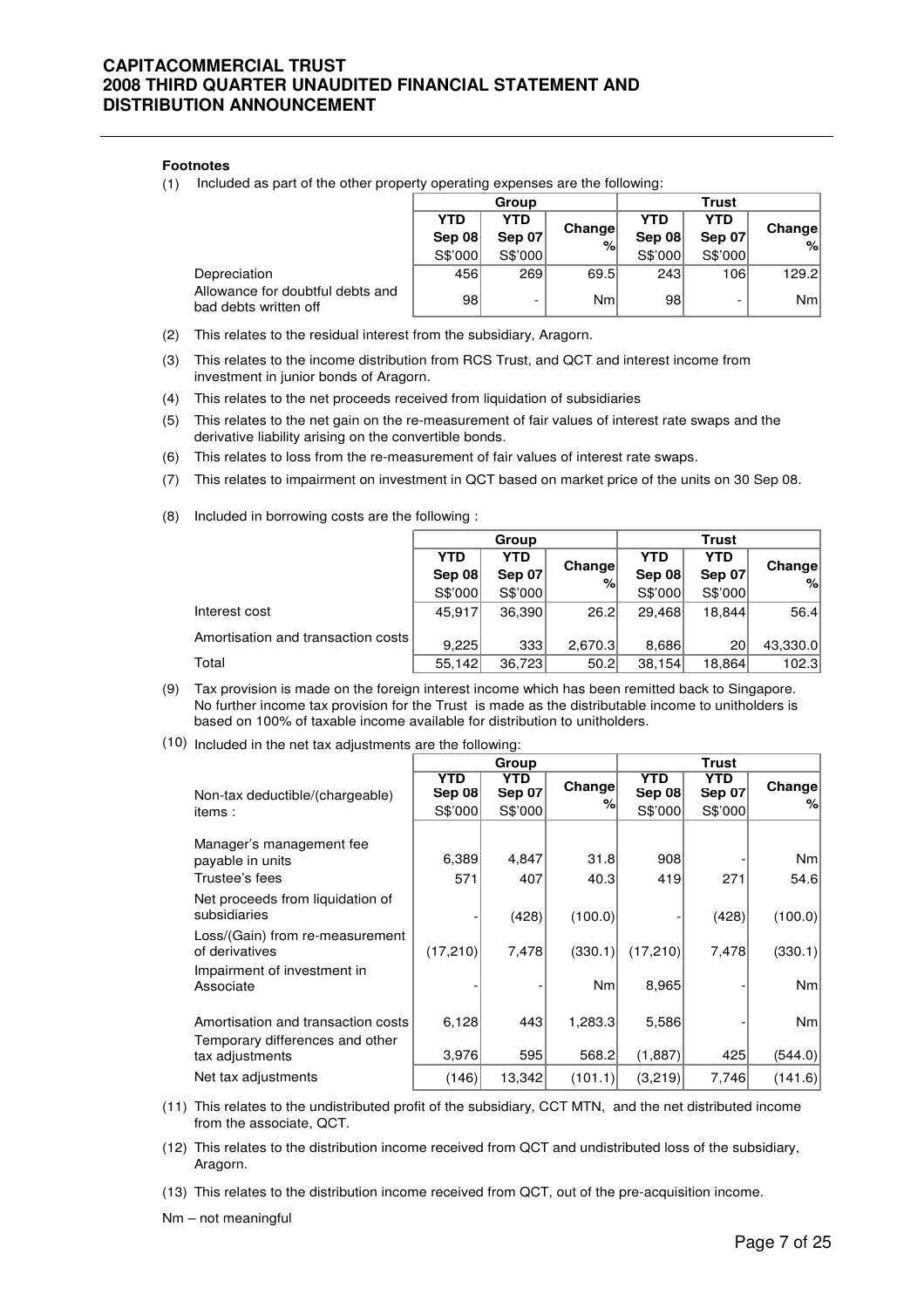**Footnotes**

(1) Included as part of the other property operating expenses are the following:

| | Group | | | Trust | | |
|---|---|---|---|---|---|---|
| | YTD Sep 08 S$'000 | YTD Sep 07 S$'000 | Change % | YTD Sep 08 S$'000 | YTD Sep 07 S$'000 | Change % |
| Depreciation | 456 | 269 | 69.5 | 243 | 106 | 129.2 |
| Allowance for doubtful debts and bad debts written off | 98 | - | Nm | 98 | - | Nm |

(2) This relates to the residual interest from the subsidiary, Aragorn.

(3) This relates to the income distribution from RCS Trust, and QCT and interest income from investment in junior bonds of Aragorn.

(4) This relates to the net proceeds received from liquidation of subsidiaries

(5) This relates to the net gain on the re-measurement of fair values of interest rate swaps and the derivative liability arising on the convertible bonds.

(6) This relates to loss from the re-measurement of fair values of interest rate swaps.

(7) This relates to impairment on investment in QCT based on market price of the units on 30 Sep 08.

(8) Included in borrowing costs are the following :

| | Group | | | Trust | | |
|---|---|---|---|---|---|---|
| | YTD Sep 08 S$'000 | YTD Sep 07 S$'000 | Change % | YTD Sep 08 S$'000 | YTD Sep 07 S$'000 | Change % |
| Interest cost | 45,917 | 36,390 | 26.2 | 29,468 | 18,844 | 56.4 |
| Amortisation and transaction costs | 9,225 | 333 | 2,670.3 | 8,686 | 20 | 43,330.0 |
| Total | 55,142 | 36,723 | 50.2 | 38,154 | 18,864 | 102.3 |

(9) Tax provision is made on the foreign interest income which has been remitted back to Singapore. No further income tax provision for the Trust is made as the distributable income to unitholders is based on 100% of taxable income available for distribution to unitholders.

(10) Included in the net tax adjustments are the following:

| | Group | | | Trust | | |
|---|---|---|---|---|---|---|
| Non-tax deductible/(chargeable) items : | YTD Sep 08 S$'000 | YTD Sep 07 S$'000 | Change % | YTD Sep 08 S$'000 | YTD Sep 07 S$'000 | Change % |
| Manager's management fee payable in units | 6,389 | 4,847 | 31.8 | 908 | - | Nm |
| Trustee's fees | 571 | 407 | 40.3 | 419 | 271 | 54.6 |
| Net proceeds from liquidation of subsidiaries | - | (428) | (100.0) | - | (428) | (100.0) |
| Loss/(Gain) from re-measurement of derivatives | (17,210) | 7,478 | (330.1) | (17,210) | 7,478 | (330.1) |
| Impairment of investment in Associate | - | - | Nm | 8,965 | - | Nm |
| Amortisation and transaction costs | 6,128 | 443 | 1,283.3 | 5,586 | - | Nm |
| Temporary differences and other tax adjustments | 3,976 | 595 | 568.2 | (1,887) | 425 | (544.0) |
| Net tax adjustments | (146) | 13,342 | (101.1) | (3,219) | 7,746 | (141.6) |

(11) This relates to the undistributed profit of the subsidiary, CCT MTN, and the net distributed income from the associate, QCT.

(12) This relates to the distribution income received from QCT and undistributed loss of the subsidiary, Aragorn.

(13) This relates to the distribution income received from QCT, out of the pre-acquisition income.

Nm – not meaningful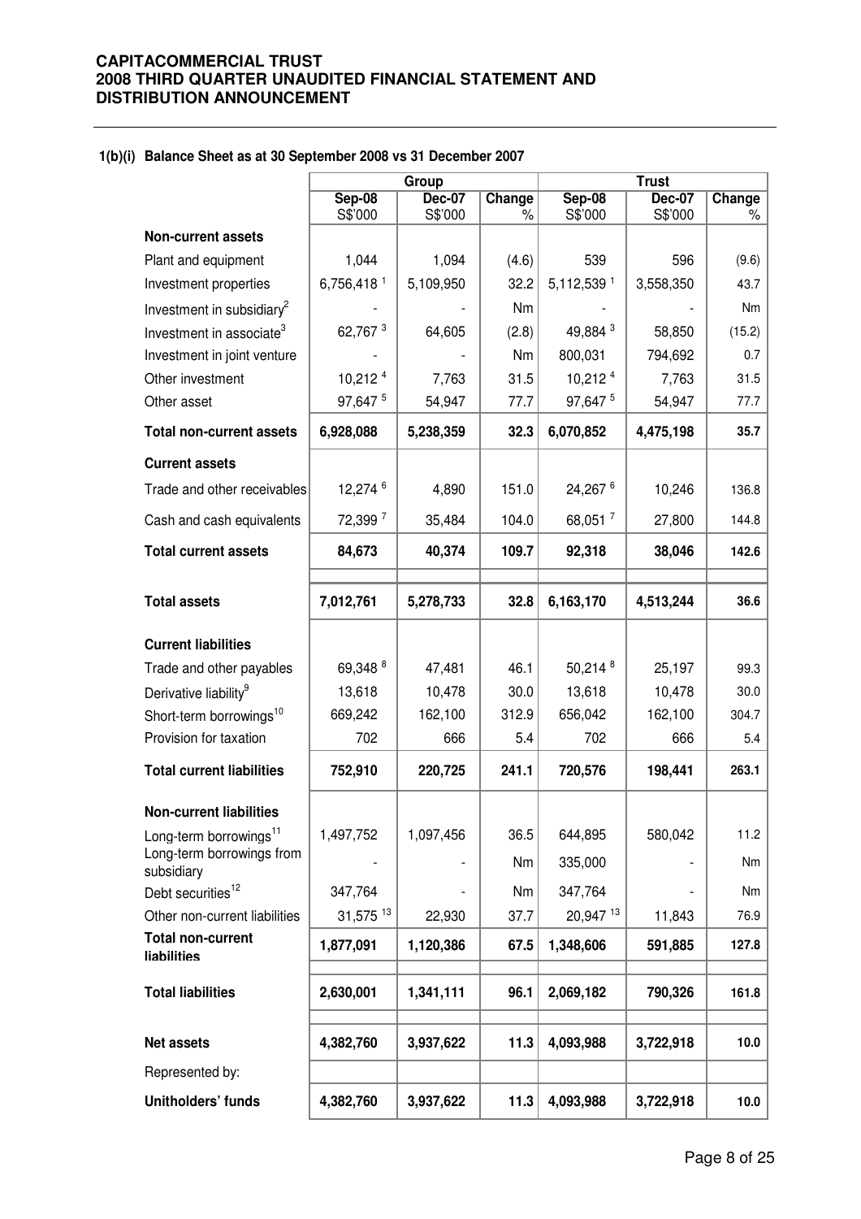#### 1(b)(i) Balance Sheet as at 30 September 2008 vs 31 December 2007

| | Group | | | Trust | | |
|---|---|---|---|---|---|---|
| | Sep-08 S$'000 | Dec-07 S$'000 | Change % | Sep-08 S$'000 | Dec-07 S$'000 | Change % |
| **Non-current assets** | | | | | | |
| Plant and equipment | 1,044 | 1,094 | (4.6) | 539 | 596 | (9.6) |
| Investment properties | 6,756,418 [1] | 5,109,950 | 32.2 | 5,112,539 [1] | 3,558,350 | 43.7 |
| Investment in subsidiary[2] | - | - | Nm | - | - | Nm |
| Investment in associate[3] | 62,767 [3] | 64,605 | (2.8) | 49,884 [3] | 58,850 | (15.2) |
| Investment in joint venture | - | - | Nm | 800,031 | 794,692 | 0.7 |
| Other investment | 10,212 [4] | 7,763 | 31.5 | 10,212 [4] | 7,763 | 31.5 |
| Other asset | 97,647 [5] | 54,947 | 77.7 | 97,647 [5] | 54,947 | 77.7 |
| **Total non-current assets** | **6,928,088** | **5,238,359** | **32.3** | **6,070,852** | **4,475,198** | **35.7** |
| **Current assets** | | | | | | |
| Trade and other receivables | 12,274 [6] | 4,890 | 151.0 | 24,267 [6] | 10,246 | 136.8 |
| Cash and cash equivalents | 72,399 [7] | 35,484 | 104.0 | 68,051 [7] | 27,800 | 144.8 |
| **Total current assets** | **84,673** | **40,374** | **109.7** | **92,318** | **38,046** | **142.6** |
| **Total assets** | **7,012,761** | **5,278,733** | **32.8** | **6,163,170** | **4,513,244** | **36.6** |
| **Current liabilities** | | | | | | |
| Trade and other payables | 69,348 [8] | 47,481 | 46.1 | 50,214 [8] | 25,197 | 99.3 |
| Derivative liability[9] | 13,618 | 10,478 | 30.0 | 13,618 | 10,478 | 30.0 |
| Short-term borrowings[10] | 669,242 | 162,100 | 312.9 | 656,042 | 162,100 | 304.7 |
| Provision for taxation | 702 | 666 | 5.4 | 702 | 666 | 5.4 |
| **Total current liabilities** | **752,910** | **220,725** | **241.1** | **720,576** | **198,441** | **263.1** |
| **Non-current liabilities** | | | | | | |
| Long-term borrowings[11] | 1,497,752 | 1,097,456 | 36.5 | 644,895 | 580,042 | 11.2 |
| Long-term borrowings from subsidiary | - | - | Nm | 335,000 | - | Nm |
| Debt securities[12] | 347,764 | - | Nm | 347,764 | - | Nm |
| Other non-current liabilities | 31,575 [13] | 22,930 | 37.7 | 20,947 [13] | 11,843 | 76.9 |
| **Total non-current liabilities** | **1,877,091** | **1,120,386** | **67.5** | **1,348,606** | **591,885** | **127.8** |
| **Total liabilities** | **2,630,001** | **1,341,111** | **96.1** | **2,069,182** | **790,326** | **161.8** |
| **Net assets** | **4,382,760** | **3,937,622** | **11.3** | **4,093,988** | **3,722,918** | **10.0** |
| Represented by: | | | | | | |
| **Unitholders' funds** | **4,382,760** | **3,937,622** | **11.3** | **4,093,988** | **3,722,918** | **10.0** |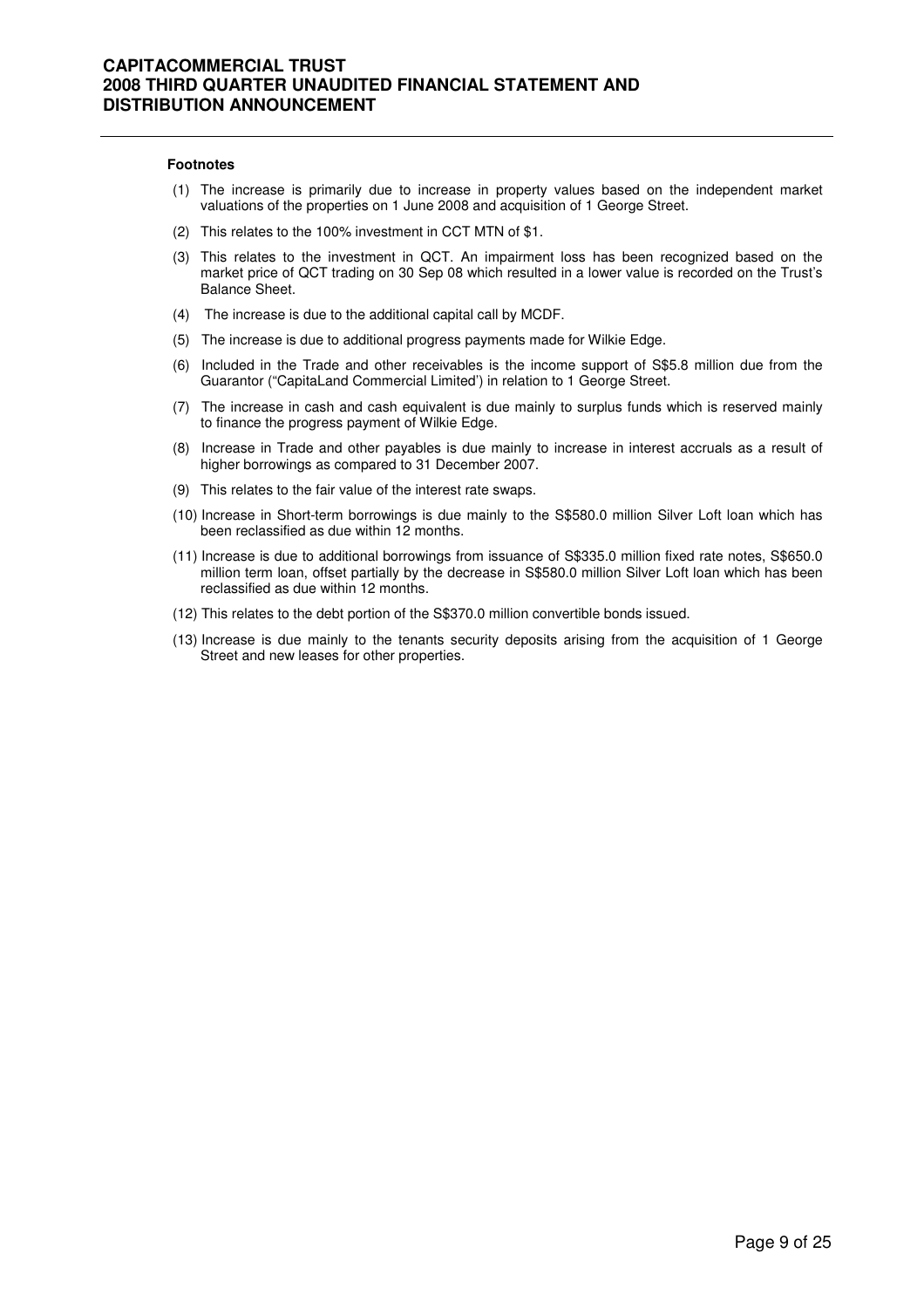**Footnotes**

(1) The increase is primarily due to increase in property values based on the independent market valuations of the properties on 1 June 2008 and acquisition of 1 George Street.

(2) This relates to the 100% investment in CCT MTN of $1.

(3) This relates to the investment in QCT. An impairment loss has been recognized based on the market price of QCT trading on 30 Sep 08 which resulted in a lower value is recorded on the Trust's Balance Sheet.

(4) The increase is due to the additional capital call by MCDF.

(5) The increase is due to additional progress payments made for Wilkie Edge.

(6) Included in the Trade and other receivables is the income support of S$5.8 million due from the Guarantor ("CapitaLand Commercial Limited') in relation to 1 George Street.

(7) The increase in cash and cash equivalent is due mainly to surplus funds which is reserved mainly to finance the progress payment of Wilkie Edge.

(8) Increase in Trade and other payables is due mainly to increase in interest accruals as a result of higher borrowings as compared to 31 December 2007.

(9) This relates to the fair value of the interest rate swaps.

(10) Increase in Short-term borrowings is due mainly to the S$580.0 million Silver Loft loan which has been reclassified as due within 12 months.

(11) Increase is due to additional borrowings from issuance of S$335.0 million fixed rate notes, S$650.0 million term loan, offset partially by the decrease in S$580.0 million Silver Loft loan which has been reclassified as due within 12 months.

(12) This relates to the debt portion of the S$370.0 million convertible bonds issued.

(13) Increase is due mainly to the tenants security deposits arising from the acquisition of 1 George Street and new leases for other properties.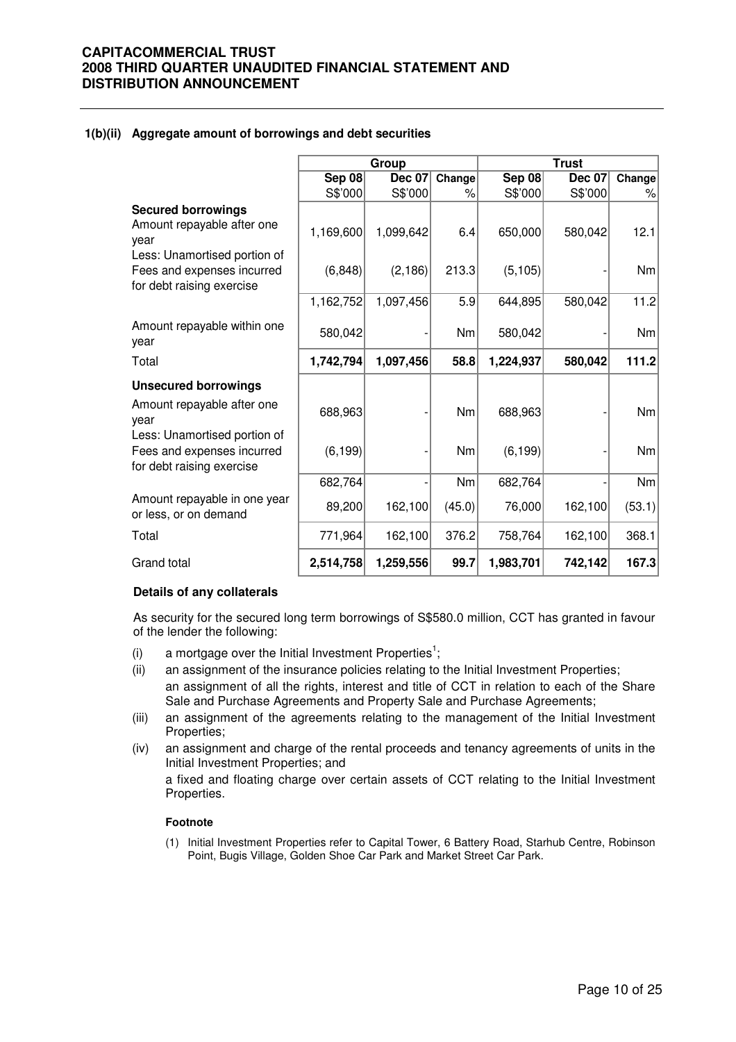**1(b)(ii) Aggregate amount of borrowings and debt securities**

| | Group | | | Trust | | |
|---|---|---|---|---|---|---|
| | Sep 08 | Dec 07 | Change | Sep 08 | Dec 07 | Change |
| | S$'000 | S$'000 | % | S$'000 | S$'000 | % |
| **Secured borrowings** | | | | | | |
| Amount repayable after one year | 1,169,600 | 1,099,642 | 6.4 | 650,000 | 580,042 | 12.1 |
| Less: Unamortised portion of Fees and expenses incurred for debt raising exercise | (6,848) | (2,186) | 213.3 | (5,105) | - | Nm |
| | 1,162,752 | 1,097,456 | 5.9 | 644,895 | 580,042 | 11.2 |
| Amount repayable within one year | 580,042 | - | Nm | 580,042 | - | Nm |
| Total | **1,742,794** | **1,097,456** | **58.8** | **1,224,937** | **580,042** | **111.2** |
| **Unsecured borrowings** | | | | | | |
| Amount repayable after one year | 688,963 | - | Nm | 688,963 | - | Nm |
| Less: Unamortised portion of Fees and expenses incurred for debt raising exercise | (6,199) | - | Nm | (6,199) | - | Nm |
| | 682,764 | - | Nm | 682,764 | - | Nm |
| Amount repayable in one year or less, or on demand | 89,200 | 162,100 | (45.0) | 76,000 | 162,100 | (53.1) |
| Total | 771,964 | 162,100 | 376.2 | 758,764 | 162,100 | 368.1 |
| Grand total | **2,514,758** | **1,259,556** | **99.7** | **1,983,701** | **742,142** | **167.3** |

**Details of any collaterals**

As security for the secured long term borrowings of S$580.0 million, CCT has granted in favour of the lender the following:

(i) a mortgage over the Initial Investment Properties[1];

(ii) an assignment of the insurance policies relating to the Initial Investment Properties;

an assignment of all the rights, interest and title of CCT in relation to each of the Share Sale and Purchase Agreements and Property Sale and Purchase Agreements;

(iii) an assignment of the agreements relating to the management of the Initial Investment Properties;

(iv) an assignment and charge of the rental proceeds and tenancy agreements of units in the Initial Investment Properties; and

a fixed and floating charge over certain assets of CCT relating to the Initial Investment Properties.

**Footnote**

(1) Initial Investment Properties refer to Capital Tower, 6 Battery Road, Starhub Centre, Robinson Point, Bugis Village, Golden Shoe Car Park and Market Street Car Park.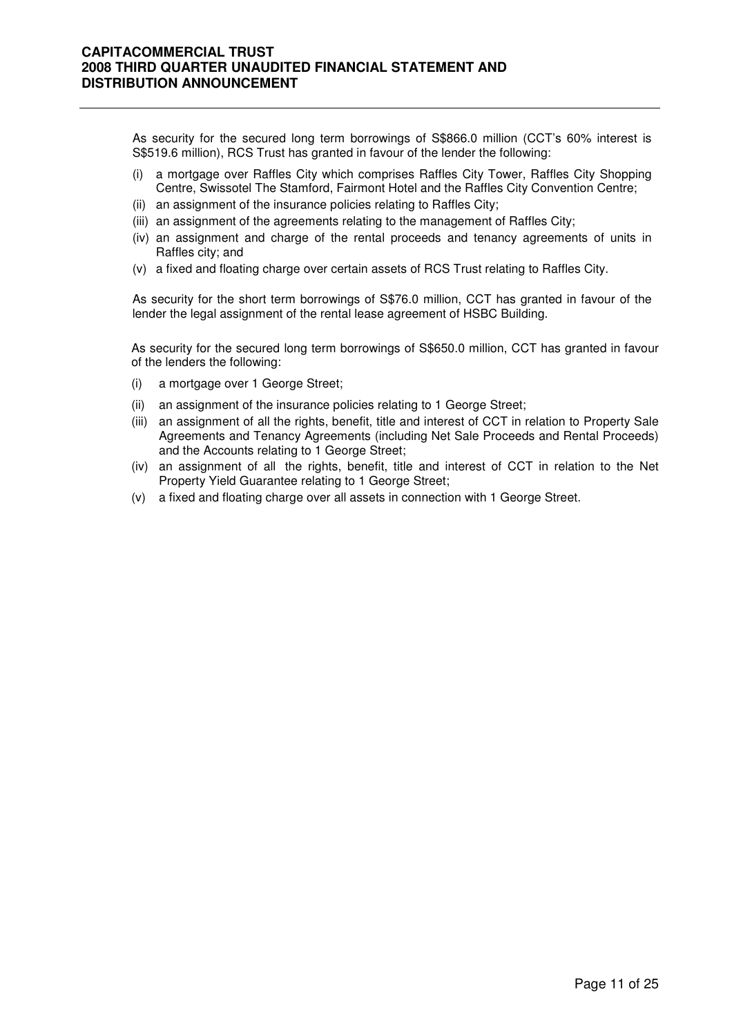As security for the secured long term borrowings of S$866.0 million (CCT's 60% interest is S$519.6 million), RCS Trust has granted in favour of the lender the following:

(i) a mortgage over Raffles City which comprises Raffles City Tower, Raffles City Shopping Centre, Swissotel The Stamford, Fairmont Hotel and the Raffles City Convention Centre;
(ii) an assignment of the insurance policies relating to Raffles City;
(iii) an assignment of the agreements relating to the management of Raffles City;
(iv) an assignment and charge of the rental proceeds and tenancy agreements of units in Raffles city; and
(v) a fixed and floating charge over certain assets of RCS Trust relating to Raffles City.

As security for the short term borrowings of S$76.0 million, CCT has granted in favour of the lender the legal assignment of the rental lease agreement of HSBC Building.

As security for the secured long term borrowings of S$650.0 million, CCT has granted in favour of the lenders the following:

(i) a mortgage over 1 George Street;
(ii) an assignment of the insurance policies relating to 1 George Street;
(iii) an assignment of all the rights, benefit, title and interest of CCT in relation to Property Sale Agreements and Tenancy Agreements (including Net Sale Proceeds and Rental Proceeds) and the Accounts relating to 1 George Street;
(iv) an assignment of all the rights, benefit, title and interest of CCT in relation to the Net Property Yield Guarantee relating to 1 George Street;
(v) a fixed and floating charge over all assets in connection with 1 George Street.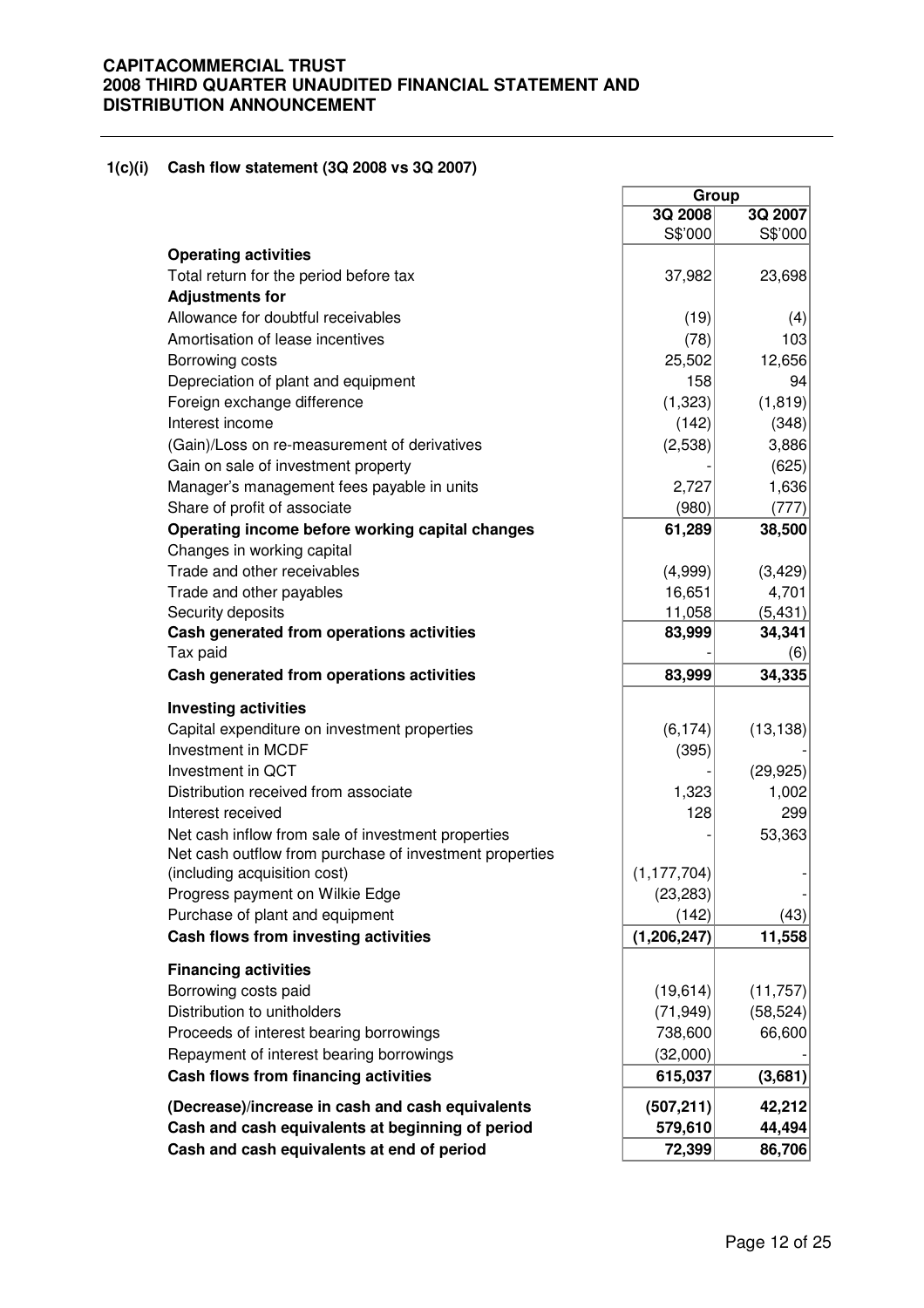### 1(c)(i) Cash flow statement (3Q 2008 vs 3Q 2007)

| | Group | |
|---|---|---|
| | 3Q 2008 | 3Q 2007 |
| | S$'000 | S$'000 |
| **Operating activities** | | |
| Total return for the period before tax | 37,982 | 23,698 |
| **Adjustments for** | | |
| Allowance for doubtful receivables | (19) | (4) |
| Amortisation of lease incentives | (78) | 103 |
| Borrowing costs | 25,502 | 12,656 |
| Depreciation of plant and equipment | 158 | 94 |
| Foreign exchange difference | (1,323) | (1,819) |
| Interest income | (142) | (348) |
| (Gain)/Loss on re-measurement of derivatives | (2,538) | 3,886 |
| Gain on sale of investment property | - | (625) |
| Manager's management fees payable in units | 2,727 | 1,636 |
| Share of profit of associate | (980) | (777) |
| **Operating income before working capital changes** | **61,289** | **38,500** |
| Changes in working capital | | |
| Trade and other receivables | (4,999) | (3,429) |
| Trade and other payables | 16,651 | 4,701 |
| Security deposits | 11,058 | (5,431) |
| **Cash generated from operations activities** | **83,999** | **34,341** |
| Tax paid | - | (6) |
| **Cash generated from operations activities** | **83,999** | **34,335** |
| **Investing activities** | | |
| Capital expenditure on investment properties | (6,174) | (13,138) |
| Investment in MCDF | (395) | - |
| Investment in QCT | - | (29,925) |
| Distribution received from associate | 1,323 | 1,002 |
| Interest received | 128 | 299 |
| Net cash inflow from sale of investment properties | - | 53,363 |
| Net cash outflow from purchase of investment properties (including acquisition cost) | (1,177,704) | - |
| Progress payment on Wilkie Edge | (23,283) | - |
| Purchase of plant and equipment | (142) | (43) |
| **Cash flows from investing activities** | **(1,206,247)** | **11,558** |
| **Financing activities** | | |
| Borrowing costs paid | (19,614) | (11,757) |
| Distribution to unitholders | (71,949) | (58,524) |
| Proceeds of interest bearing borrowings | 738,600 | 66,600 |
| Repayment of interest bearing borrowings | (32,000) | - |
| **Cash flows from financing activities** | **615,037** | **(3,681)** |
| **(Decrease)/increase in cash and cash equivalents** | **(507,211)** | **42,212** |
| **Cash and cash equivalents at beginning of period** | **579,610** | **44,494** |
| **Cash and cash equivalents at end of period** | **72,399** | **86,706** |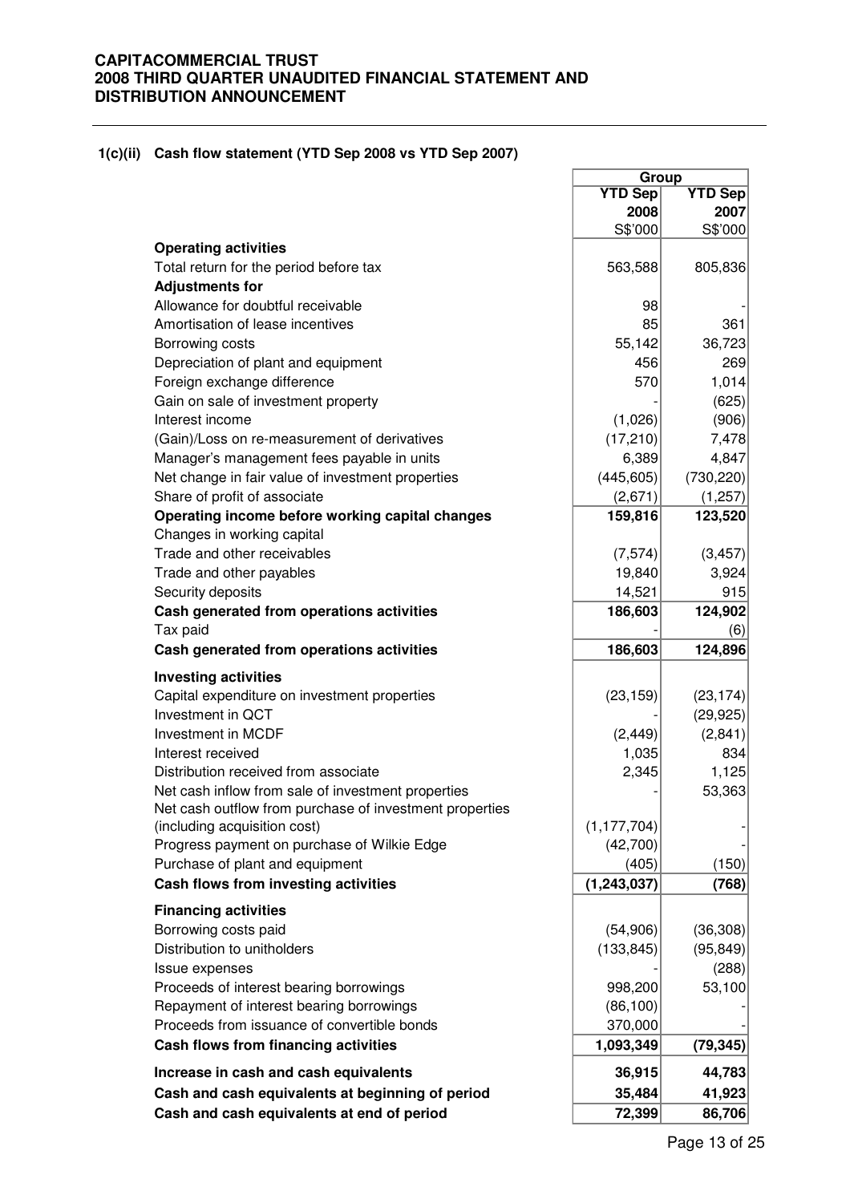### 1(c)(ii) Cash flow statement (YTD Sep 2008 vs YTD Sep 2007)

| | Group | |
|---|---|---|
| | YTD Sep 2008 | YTD Sep 2007 |
| | S$'000 | S$'000 |
| **Operating activities** | | |
| Total return for the period before tax | 563,588 | 805,836 |
| **Adjustments for** | | |
| Allowance for doubtful receivable | 98 | - |
| Amortisation of lease incentives | 85 | 361 |
| Borrowing costs | 55,142 | 36,723 |
| Depreciation of plant and equipment | 456 | 269 |
| Foreign exchange difference | 570 | 1,014 |
| Gain on sale of investment property | - | (625) |
| Interest income | (1,026) | (906) |
| (Gain)/Loss on re-measurement of derivatives | (17,210) | 7,478 |
| Manager's management fees payable in units | 6,389 | 4,847 |
| Net change in fair value of investment properties | (445,605) | (730,220) |
| Share of profit of associate | (2,671) | (1,257) |
| **Operating income before working capital changes** | **159,816** | **123,520** |
| Changes in working capital | | |
| Trade and other receivables | (7,574) | (3,457) |
| Trade and other payables | 19,840 | 3,924 |
| Security deposits | 14,521 | 915 |
| **Cash generated from operations activities** | **186,603** | **124,902** |
| Tax paid | - | (6) |
| **Cash generated from operations activities** | **186,603** | **124,896** |
| **Investing activities** | | |
| Capital expenditure on investment properties | (23,159) | (23,174) |
| Investment in QCT | - | (29,925) |
| Investment in MCDF | (2,449) | (2,841) |
| Interest received | 1,035 | 834 |
| Distribution received from associate | 2,345 | 1,125 |
| Net cash inflow from sale of investment properties | - | 53,363 |
| Net cash outflow from purchase of investment properties (including acquisition cost) | (1,177,704) | - |
| Progress payment on purchase of Wilkie Edge | (42,700) | - |
| Purchase of plant and equipment | (405) | (150) |
| **Cash flows from investing activities** | **(1,243,037)** | **(768)** |
| **Financing activities** | | |
| Borrowing costs paid | (54,906) | (36,308) |
| Distribution to unitholders | (133,845) | (95,849) |
| Issue expenses | - | (288) |
| Proceeds of interest bearing borrowings | 998,200 | 53,100 |
| Repayment of interest bearing borrowings | (86,100) | - |
| Proceeds from issuance of convertible bonds | 370,000 | - |
| **Cash flows from financing activities** | **1,093,349** | **(79,345)** |
| **Increase in cash and cash equivalents** | **36,915** | **44,783** |
| **Cash and cash equivalents at beginning of period** | **35,484** | **41,923** |
| **Cash and cash equivalents at end of period** | **72,399** | **86,706** |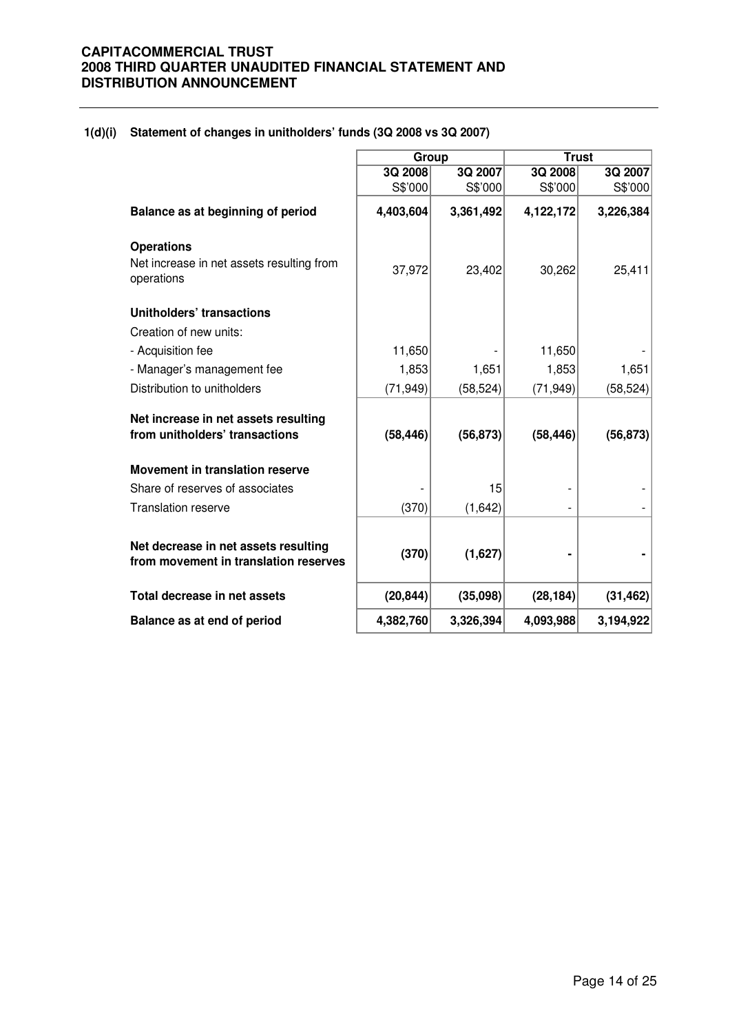### 1(d)(i) Statement of changes in unitholders' funds (3Q 2008 vs 3Q 2007)

| | Group | | Trust | |
|---|---|---|---|---|
| | 3Q 2008 | 3Q 2007 | 3Q 2008 | 3Q 2007 |
| | S$'000 | S$'000 | S$'000 | S$'000 |
| **Balance as at beginning of period** | **4,403,604** | **3,361,492** | **4,122,172** | **3,226,384** |
| **Operations** | | | | |
| Net increase in net assets resulting from operations | 37,972 | 23,402 | 30,262 | 25,411 |
| **Unitholders' transactions** | | | | |
| Creation of new units: | | | | |
| - Acquisition fee | 11,650 | - | 11,650 | - |
| - Manager's management fee | 1,853 | 1,651 | 1,853 | 1,651 |
| Distribution to unitholders | (71,949) | (58,524) | (71,949) | (58,524) |
| **Net increase in net assets resulting from unitholders' transactions** | **(58,446)** | **(56,873)** | **(58,446)** | **(56,873)** |
| **Movement in translation reserve** | | | | |
| Share of reserves of associates | - | 15 | - | - |
| Translation reserve | (370) | (1,642) | - | - |
| **Net decrease in net assets resulting from movement in translation reserves** | **(370)** | **(1,627)** | **-** | **-** |
| **Total decrease in net assets** | **(20,844)** | **(35,098)** | **(28,184)** | **(31,462)** |
| **Balance as at end of period** | **4,382,760** | **3,326,394** | **4,093,988** | **3,194,922** |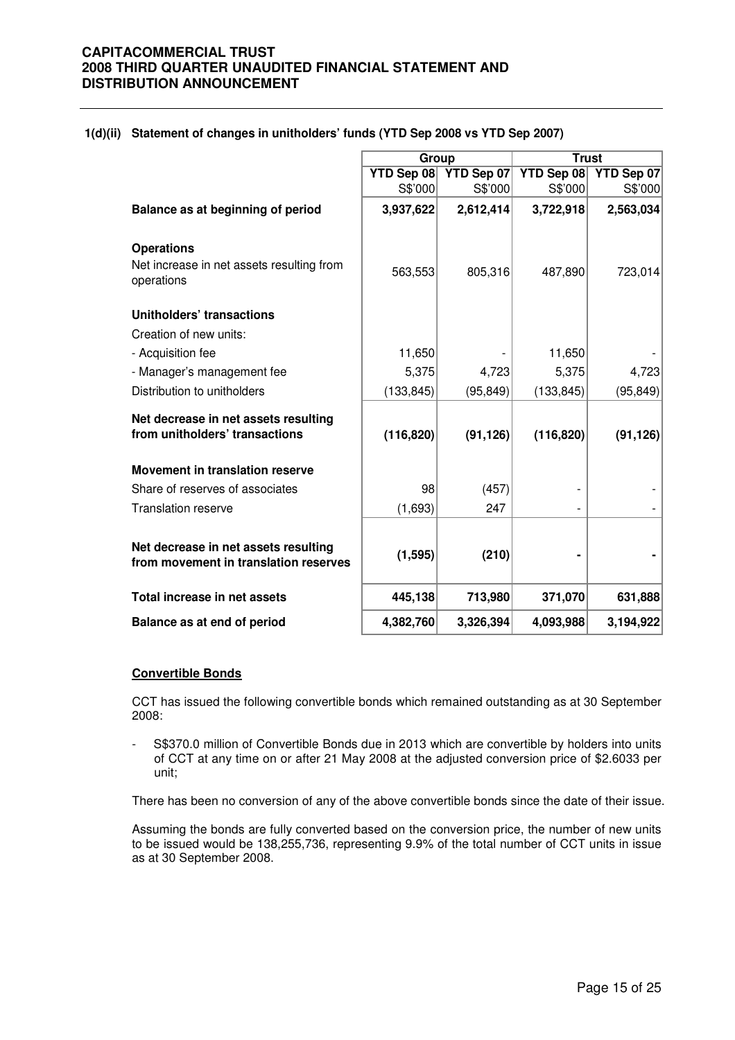### 1(d)(ii) Statement of changes in unitholders' funds (YTD Sep 2008 vs YTD Sep 2007)

| | Group | | Trust | |
|---|---|---|---|---|
| | YTD Sep 08 | YTD Sep 07 | YTD Sep 08 | YTD Sep 07 |
| | S$'000 | S$'000 | S$'000 | S$'000 |
| **Balance as at beginning of period** | **3,937,622** | **2,612,414** | **3,722,918** | **2,563,034** |
| **Operations** | | | | |
| Net increase in net assets resulting from operations | 563,553 | 805,316 | 487,890 | 723,014 |
| **Unitholders' transactions** | | | | |
| Creation of new units: | | | | |
| - Acquisition fee | 11,650 | - | 11,650 | - |
| - Manager's management fee | 5,375 | 4,723 | 5,375 | 4,723 |
| Distribution to unitholders | (133,845) | (95,849) | (133,845) | (95,849) |
| **Net decrease in net assets resulting from unitholders' transactions** | **(116,820)** | **(91,126)** | **(116,820)** | **(91,126)** |
| **Movement in translation reserve** | | | | |
| Share of reserves of associates | 98 | (457) | - | - |
| Translation reserve | (1,693) | 247 | - | - |
| **Net decrease in net assets resulting from movement in translation reserves** | **(1,595)** | **(210)** | **-** | **-** |
| **Total increase in net assets** | **445,138** | **713,980** | **371,070** | **631,888** |
| **Balance as at end of period** | **4,382,760** | **3,326,394** | **4,093,988** | **3,194,922** |

**Convertible Bonds**

CCT has issued the following convertible bonds which remained outstanding as at 30 September 2008:

- S$370.0 million of Convertible Bonds due in 2013 which are convertible by holders into units of CCT at any time on or after 21 May 2008 at the adjusted conversion price of $2.6033 per unit;

There has been no conversion of any of the above convertible bonds since the date of their issue.

Assuming the bonds are fully converted based on the conversion price, the number of new units to be issued would be 138,255,736, representing 9.9% of the total number of CCT units in issue as at 30 September 2008.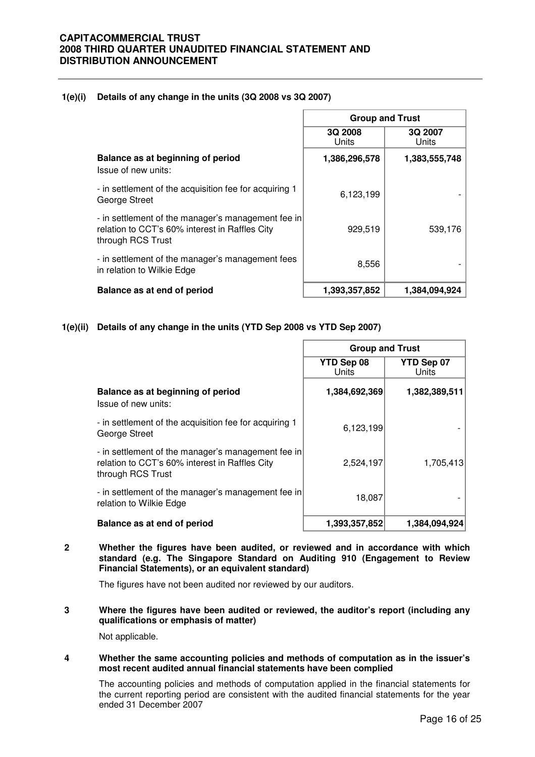**1(e)(i) Details of any change in the units (3Q 2008 vs 3Q 2007)**

| | Group and Trust | |
|---|---|---|
| | 3Q 2008 Units | 3Q 2007 Units |
| **Balance as at beginning of period** | **1,386,296,578** | **1,383,555,748** |
| Issue of new units: | | |
| - in settlement of the acquisition fee for acquiring 1 George Street | 6,123,199 | - |
| - in settlement of the manager's management fee in relation to CCT's 60% interest in Raffles City through RCS Trust | 929,519 | 539,176 |
| - in settlement of the manager's management fees in relation to Wilkie Edge | 8,556 | - |
| **Balance as at end of period** | **1,393,357,852** | **1,384,094,924** |

**1(e)(ii) Details of any change in the units (YTD Sep 2008 vs YTD Sep 2007)**

| | Group and Trust | |
|---|---|---|
| | YTD Sep 08 Units | YTD Sep 07 Units |
| **Balance as at beginning of period** | **1,384,692,369** | **1,382,389,511** |
| Issue of new units: | | |
| - in settlement of the acquisition fee for acquiring 1 George Street | 6,123,199 | - |
| - in settlement of the manager's management fee in relation to CCT's 60% interest in Raffles City through RCS Trust | 2,524,197 | 1,705,413 |
| - in settlement of the manager's management fee in relation to Wilkie Edge | 18,087 | - |
| **Balance as at end of period** | **1,393,357,852** | **1,384,094,924** |

**2 Whether the figures have been audited, or reviewed and in accordance with which standard (e.g. The Singapore Standard on Auditing 910 (Engagement to Review Financial Statements), or an equivalent standard)**

The figures have not been audited nor reviewed by our auditors.

**3 Where the figures have been audited or reviewed, the auditor's report (including any qualifications or emphasis of matter)**

Not applicable.

**4 Whether the same accounting policies and methods of computation as in the issuer's most recent audited annual financial statements have been complied**

The accounting policies and methods of computation applied in the financial statements for the current reporting period are consistent with the audited financial statements for the year ended 31 December 2007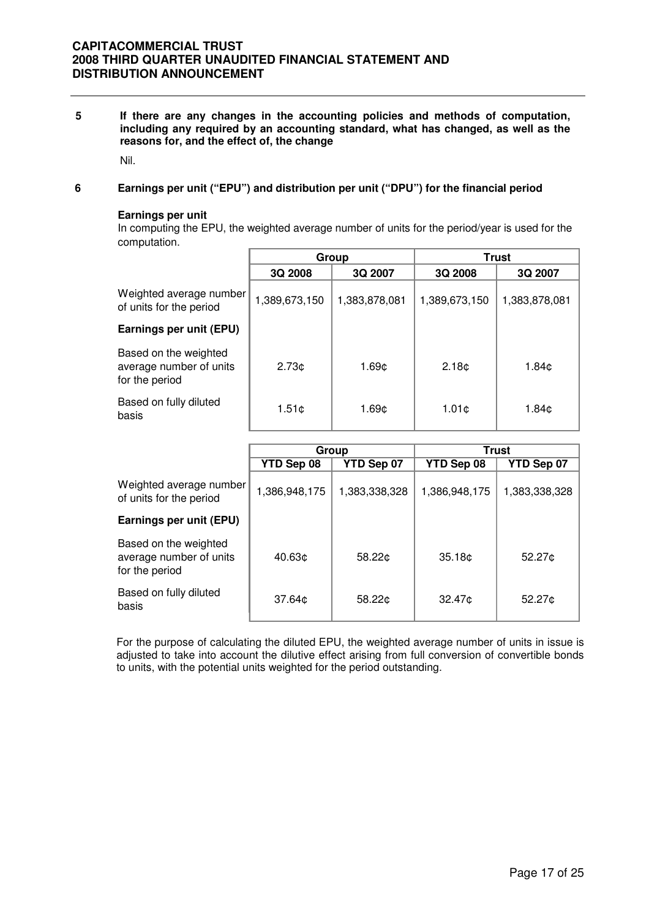**5 If there are any changes in the accounting policies and methods of computation, including any required by an accounting standard, what has changed, as well as the reasons for, and the effect of, the change**

Nil.

**6 Earnings per unit ("EPU") and distribution per unit ("DPU") for the financial period**

**Earnings per unit**

In computing the EPU, the weighted average number of units for the period/year is used for the computation.

| | Group | | Trust | |
|---|---|---|---|---|
| | 3Q 2008 | 3Q 2007 | 3Q 2008 | 3Q 2007 |
| Weighted average number of units for the period | 1,389,673,150 | 1,383,878,081 | 1,389,673,150 | 1,383,878,081 |
| **Earnings per unit (EPU)** | | | | |
| Based on the weighted average number of units for the period | 2.73¢ | 1.69¢ | 2.18¢ | 1.84¢ |
| Based on fully diluted basis | 1.51¢ | 1.69¢ | 1.01¢ | 1.84¢ |

| | Group | | Trust | |
|---|---|---|---|---|
| | YTD Sep 08 | YTD Sep 07 | YTD Sep 08 | YTD Sep 07 |
| Weighted average number of units for the period | 1,386,948,175 | 1,383,338,328 | 1,386,948,175 | 1,383,338,328 |
| **Earnings per unit (EPU)** | | | | |
| Based on the weighted average number of units for the period | 40.63¢ | 58.22¢ | 35.18¢ | 52.27¢ |
| Based on fully diluted basis | 37.64¢ | 58.22¢ | 32.47¢ | 52.27¢ |

For the purpose of calculating the diluted EPU, the weighted average number of units in issue is adjusted to take into account the dilutive effect arising from full conversion of convertible bonds to units, with the potential units weighted for the period outstanding.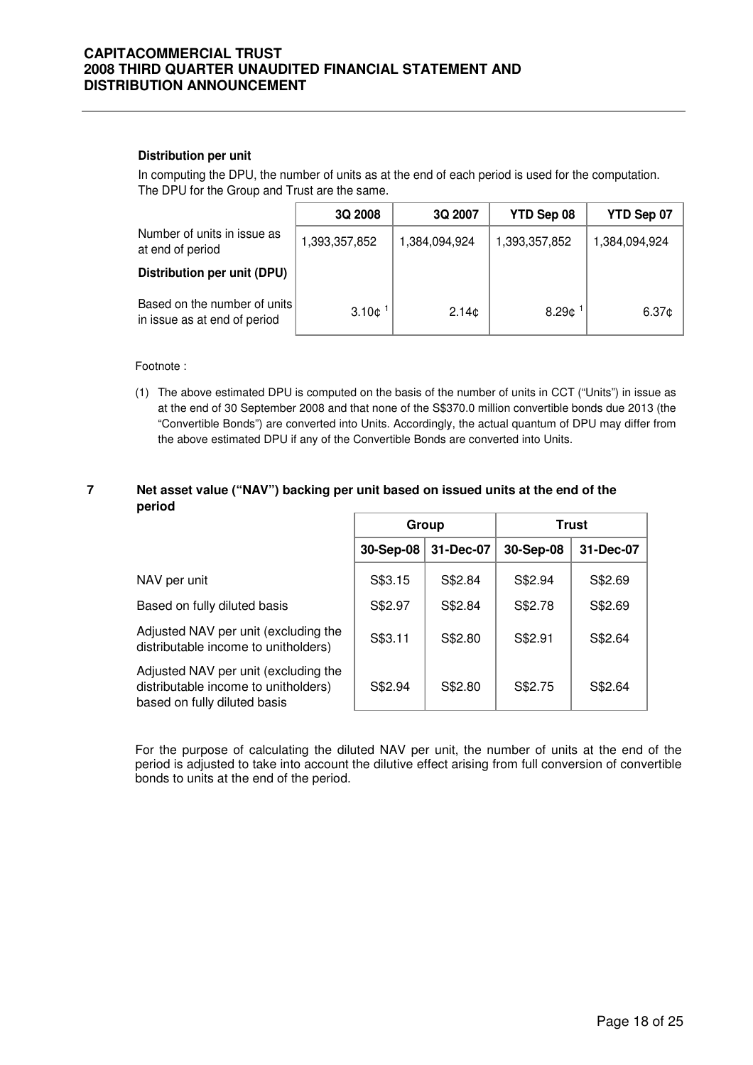**Distribution per unit**

In computing the DPU, the number of units as at the end of each period is used for the computation. The DPU for the Group and Trust are the same.

| | 3Q 2008 | 3Q 2007 | YTD Sep 08 | YTD Sep 07 |
|---|---|---|---|---|
| Number of units in issue as at end of period | 1,393,357,852 | 1,384,094,924 | 1,393,357,852 | 1,384,094,924 |
| **Distribution per unit (DPU)** | | | | |
| Based on the number of units in issue as at end of period | 3.10¢ [1] | 2.14¢ | 8.29¢ [1] | 6.37¢ |

Footnote :

(1) The above estimated DPU is computed on the basis of the number of units in CCT ("Units") in issue as at the end of 30 September 2008 and that none of the S$370.0 million convertible bonds due 2013 (the "Convertible Bonds") are converted into Units. Accordingly, the actual quantum of DPU may differ from the above estimated DPU if any of the Convertible Bonds are converted into Units.

## 7 Net asset value ("NAV") backing per unit based on issued units at the end of the period

| | Group | | Trust | |
|---|---|---|---|---|
| | 30-Sep-08 | 31-Dec-07 | 30-Sep-08 | 31-Dec-07 |
| NAV per unit | S$3.15 | S$2.84 | S$2.94 | S$2.69 |
| Based on fully diluted basis | S$2.97 | S$2.84 | S$2.78 | S$2.69 |
| Adjusted NAV per unit (excluding the distributable income to unitholders) | S$3.11 | S$2.80 | S$2.91 | S$2.64 |
| Adjusted NAV per unit (excluding the distributable income to unitholders) based on fully diluted basis | S$2.94 | S$2.80 | S$2.75 | S$2.64 |

For the purpose of calculating the diluted NAV per unit, the number of units at the end of the period is adjusted to take into account the dilutive effect arising from full conversion of convertible bonds to units at the end of the period.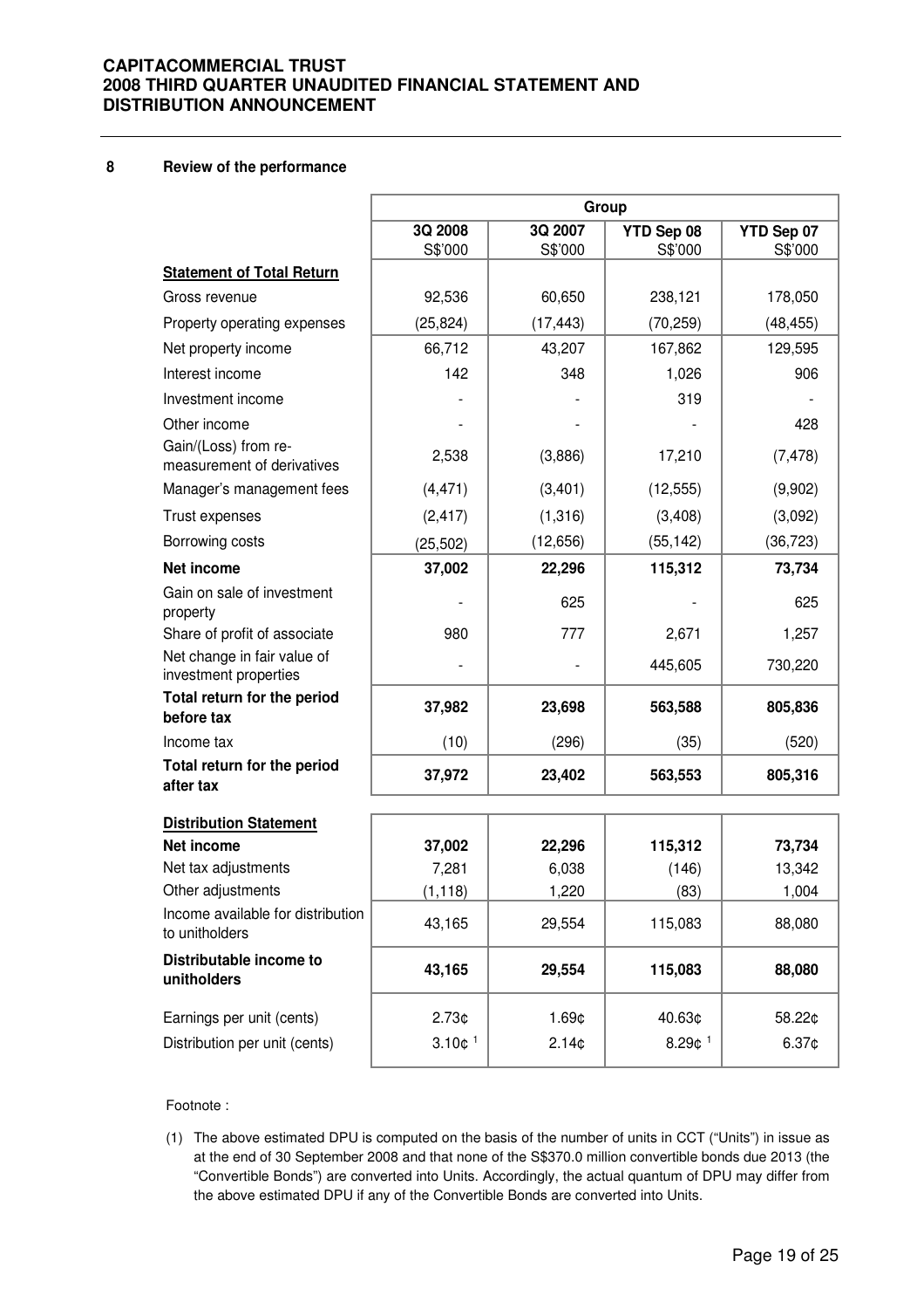## 8 Review of the performance

| | Group | | | |
|---|---|---|---|---|
| | 3Q 2008 S$'000 | 3Q 2007 S$'000 | YTD Sep 08 S$'000 | YTD Sep 07 S$'000 |
| **Statement of Total Return** | | | | |
| Gross revenue | 92,536 | 60,650 | 238,121 | 178,050 |
| Property operating expenses | (25,824) | (17,443) | (70,259) | (48,455) |
| Net property income | 66,712 | 43,207 | 167,862 | 129,595 |
| Interest income | 142 | 348 | 1,026 | 906 |
| Investment income | - | - | 319 | - |
| Other income | - | - | - | 428 |
| Gain/(Loss) from re-measurement of derivatives | 2,538 | (3,886) | 17,210 | (7,478) |
| Manager's management fees | (4,471) | (3,401) | (12,555) | (9,902) |
| Trust expenses | (2,417) | (1,316) | (3,408) | (3,092) |
| Borrowing costs | (25,502) | (12,656) | (55,142) | (36,723) |
| **Net income** | **37,002** | **22,296** | **115,312** | **73,734** |
| Gain on sale of investment property | - | 625 | - | 625 |
| Share of profit of associate | 980 | 777 | 2,671 | 1,257 |
| Net change in fair value of investment properties | - | - | 445,605 | 730,220 |
| **Total return for the period before tax** | **37,982** | **23,698** | **563,588** | **805,836** |
| Income tax | (10) | (296) | (35) | (520) |
| **Total return for the period after tax** | **37,972** | **23,402** | **563,553** | **805,316** |
| **Distribution Statement** | | | | |
| **Net income** | **37,002** | **22,296** | **115,312** | **73,734** |
| Net tax adjustments | 7,281 | 6,038 | (146) | 13,342 |
| Other adjustments | (1,118) | 1,220 | (83) | 1,004 |
| Income available for distribution to unitholders | 43,165 | 29,554 | 115,083 | 88,080 |
| **Distributable income to unitholders** | **43,165** | **29,554** | **115,083** | **88,080** |
| Earnings per unit (cents) | 2.73¢ | 1.69¢ | 40.63¢ | 58.22¢ |
| Distribution per unit (cents) | 3.10¢ [1] | 2.14¢ | 8.29¢ [1] | 6.37¢ |

Footnote :

(1) The above estimated DPU is computed on the basis of the number of units in CCT ("Units") in issue as at the end of 30 September 2008 and that none of the S$370.0 million convertible bonds due 2013 (the "Convertible Bonds") are converted into Units. Accordingly, the actual quantum of DPU may differ from the above estimated DPU if any of the Convertible Bonds are converted into Units.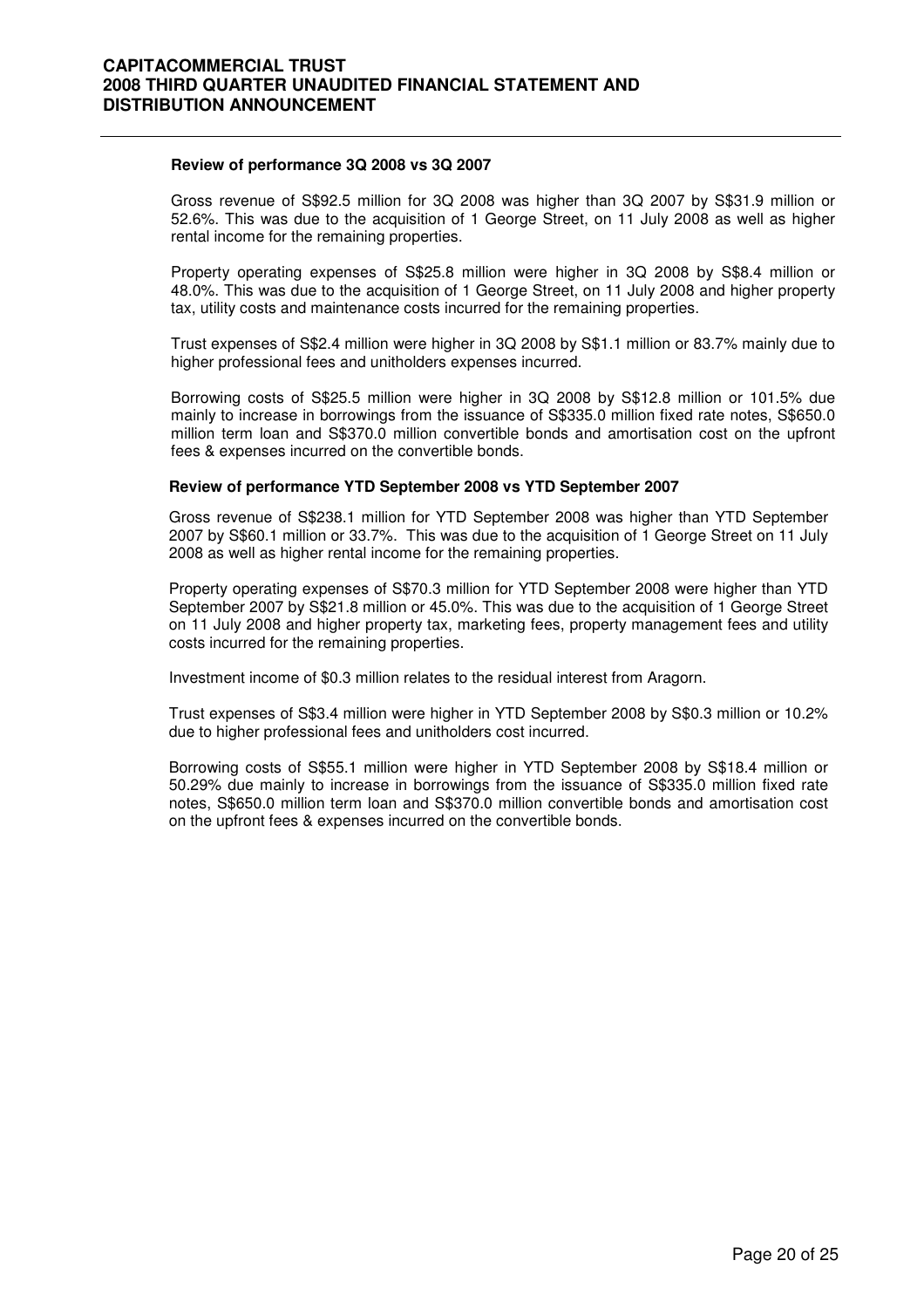### Review of performance 3Q 2008 vs 3Q 2007

Gross revenue of S$92.5 million for 3Q 2008 was higher than 3Q 2007 by S$31.9 million or 52.6%. This was due to the acquisition of 1 George Street, on 11 July 2008 as well as higher rental income for the remaining properties.

Property operating expenses of S$25.8 million were higher in 3Q 2008 by S$8.4 million or 48.0%. This was due to the acquisition of 1 George Street, on 11 July 2008 and higher property tax, utility costs and maintenance costs incurred for the remaining properties.

Trust expenses of S$2.4 million were higher in 3Q 2008 by S$1.1 million or 83.7% mainly due to higher professional fees and unitholders expenses incurred.

Borrowing costs of S$25.5 million were higher in 3Q 2008 by S$12.8 million or 101.5% due mainly to increase in borrowings from the issuance of S$335.0 million fixed rate notes, S$650.0 million term loan and S$370.0 million convertible bonds and amortisation cost on the upfront fees & expenses incurred on the convertible bonds.

### Review of performance YTD September 2008 vs YTD September 2007

Gross revenue of S$238.1 million for YTD September 2008 was higher than YTD September 2007 by S$60.1 million or 33.7%. This was due to the acquisition of 1 George Street on 11 July 2008 as well as higher rental income for the remaining properties.

Property operating expenses of S$70.3 million for YTD September 2008 were higher than YTD September 2007 by S$21.8 million or 45.0%. This was due to the acquisition of 1 George Street on 11 July 2008 and higher property tax, marketing fees, property management fees and utility costs incurred for the remaining properties.

Investment income of $0.3 million relates to the residual interest from Aragorn.

Trust expenses of S$3.4 million were higher in YTD September 2008 by S$0.3 million or 10.2% due to higher professional fees and unitholders cost incurred.

Borrowing costs of S$55.1 million were higher in YTD September 2008 by S$18.4 million or 50.29% due mainly to increase in borrowings from the issuance of S$335.0 million fixed rate notes, S$650.0 million term loan and S$370.0 million convertible bonds and amortisation cost on the upfront fees & expenses incurred on the convertible bonds.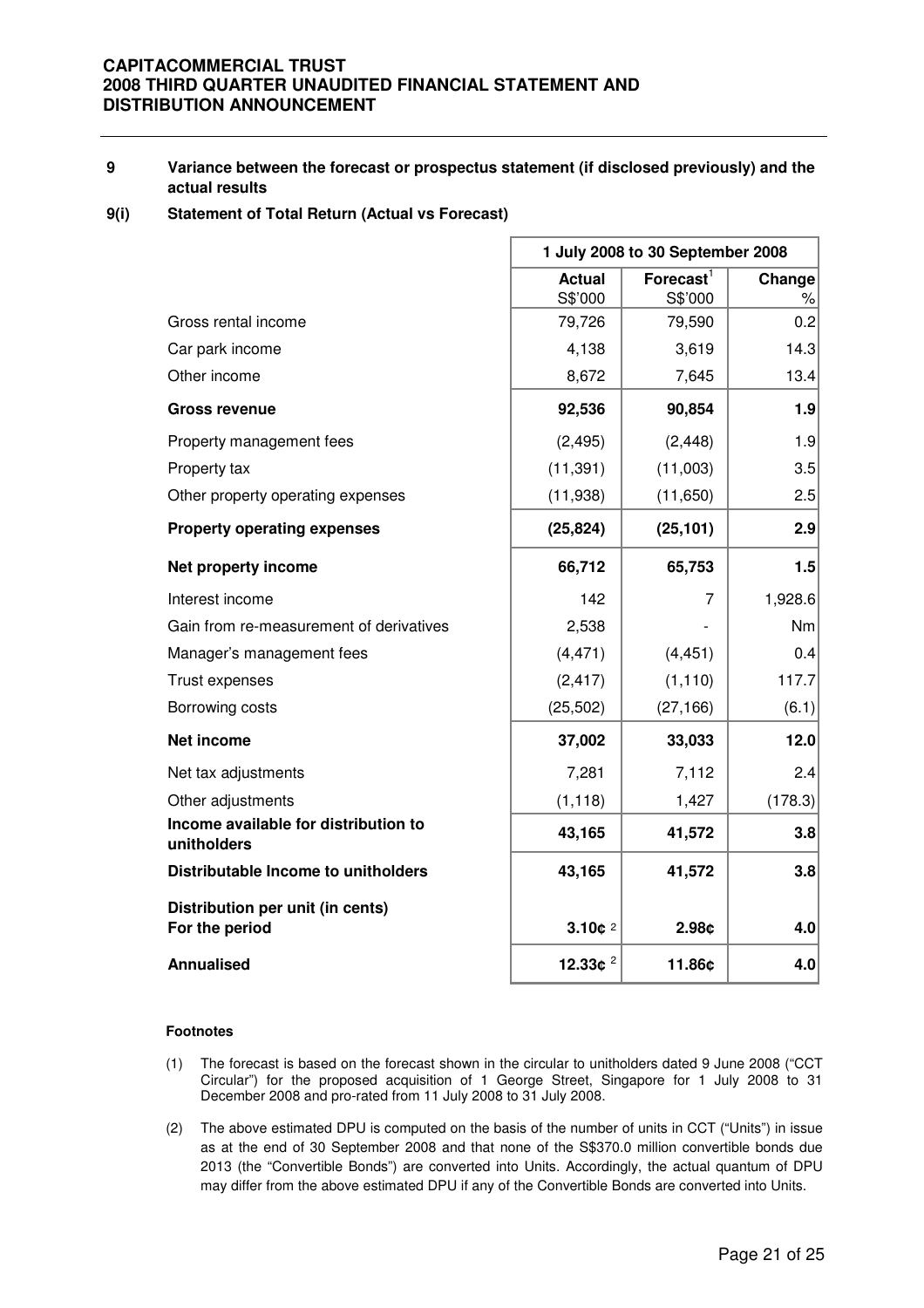## 9 Variance between the forecast or prospectus statement (if disclosed previously) and the actual results

### 9(i) Statement of Total Return (Actual vs Forecast)

| | 1 July 2008 to 30 September 2008 | | |
|---|---|---|---|
| | Actual S$'000 | Forecast[1] S$'000 | Change % |
| Gross rental income | 79,726 | 79,590 | 0.2 |
| Car park income | 4,138 | 3,619 | 14.3 |
| Other income | 8,672 | 7,645 | 13.4 |
| **Gross revenue** | **92,536** | **90,854** | **1.9** |
| Property management fees | (2,495) | (2,448) | 1.9 |
| Property tax | (11,391) | (11,003) | 3.5 |
| Other property operating expenses | (11,938) | (11,650) | 2.5 |
| **Property operating expenses** | **(25,824)** | **(25,101)** | **2.9** |
| **Net property income** | **66,712** | **65,753** | **1.5** |
| Interest income | 142 | 7 | 1,928.6 |
| Gain from re-measurement of derivatives | 2,538 | - | Nm |
| Manager's management fees | (4,471) | (4,451) | 0.4 |
| Trust expenses | (2,417) | (1,110) | 117.7 |
| Borrowing costs | (25,502) | (27,166) | (6.1) |
| **Net income** | **37,002** | **33,033** | **12.0** |
| Net tax adjustments | 7,281 | 7,112 | 2.4 |
| Other adjustments | (1,118) | 1,427 | (178.3) |
| **Income available for distribution to unitholders** | **43,165** | **41,572** | **3.8** |
| **Distributable Income to unitholders** | **43,165** | **41,572** | **3.8** |
| **Distribution per unit (in cents)** | | | |
| **For the period** | **3.10¢** [2] | **2.98¢** | **4.0** |
| **Annualised** | **12.33¢** [2] | **11.86¢** | **4.0** |

**Footnotes**

(1) The forecast is based on the forecast shown in the circular to unitholders dated 9 June 2008 ("CCT Circular") for the proposed acquisition of 1 George Street, Singapore for 1 July 2008 to 31 December 2008 and pro-rated from 11 July 2008 to 31 July 2008.

(2) The above estimated DPU is computed on the basis of the number of units in CCT ("Units") in issue as at the end of 30 September 2008 and that none of the S$370.0 million convertible bonds due 2013 (the "Convertible Bonds") are converted into Units. Accordingly, the actual quantum of DPU may differ from the above estimated DPU if any of the Convertible Bonds are converted into Units.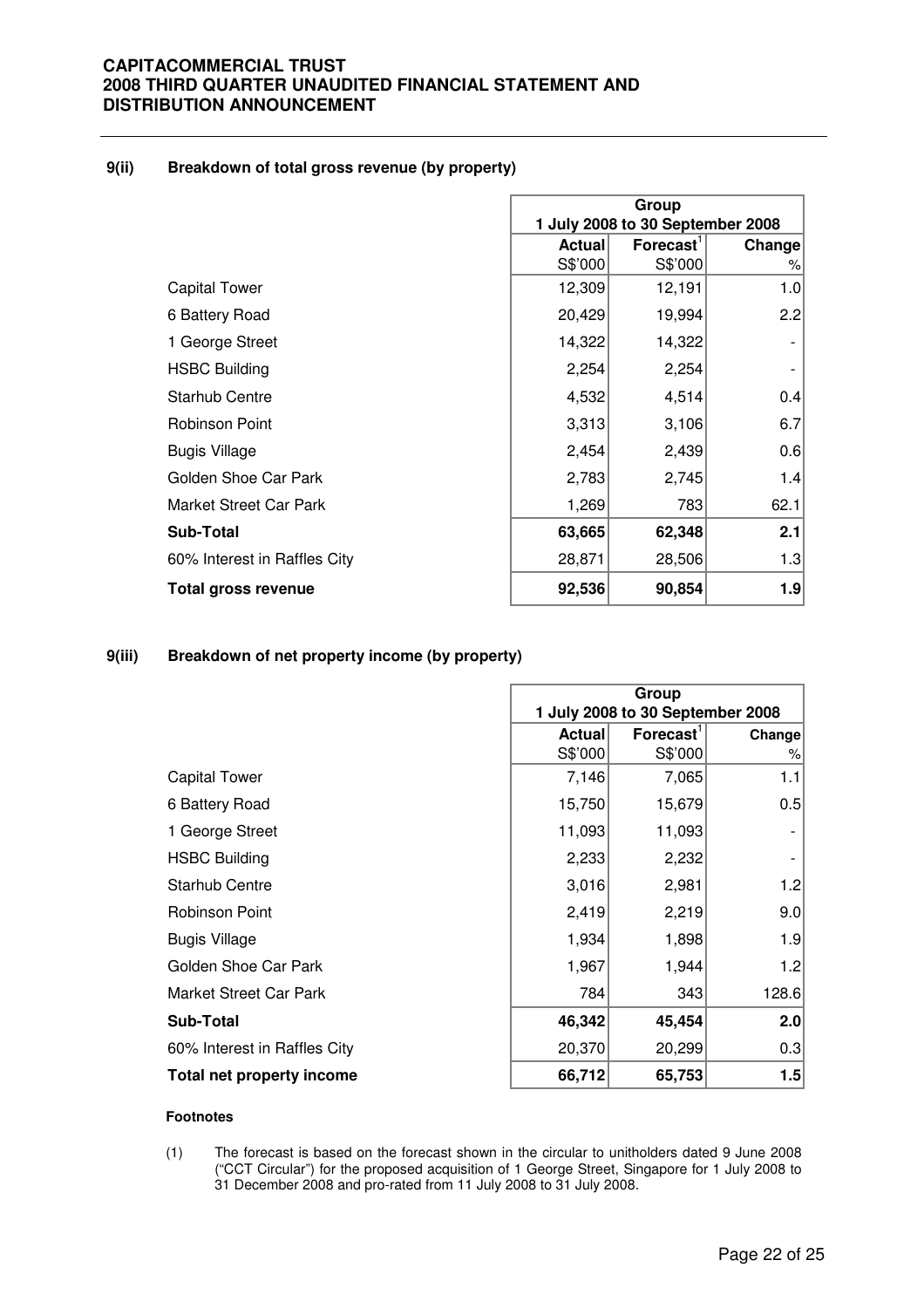### 9(ii) Breakdown of total gross revenue (by property)

| | Group | | |
|---|---|---|---|
| | 1 July 2008 to 30 September 2008 | | |
| | Actual S$'000 | Forecast[1] S$'000 | Change % |
| Capital Tower | 12,309 | 12,191 | 1.0 |
| 6 Battery Road | 20,429 | 19,994 | 2.2 |
| 1 George Street | 14,322 | 14,322 | - |
| HSBC Building | 2,254 | 2,254 | - |
| Starhub Centre | 4,532 | 4,514 | 0.4 |
| Robinson Point | 3,313 | 3,106 | 6.7 |
| Bugis Village | 2,454 | 2,439 | 0.6 |
| Golden Shoe Car Park | 2,783 | 2,745 | 1.4 |
| Market Street Car Park | 1,269 | 783 | 62.1 |
| **Sub-Total** | **63,665** | **62,348** | **2.1** |
| 60% Interest in Raffles City | 28,871 | 28,506 | 1.3 |
| **Total gross revenue** | **92,536** | **90,854** | **1.9** |

### 9(iii) Breakdown of net property income (by property)

| | Group | | |
|---|---|---|---|
| | 1 July 2008 to 30 September 2008 | | |
| | Actual S$'000 | Forecast[1] S$'000 | Change % |
| Capital Tower | 7,146 | 7,065 | 1.1 |
| 6 Battery Road | 15,750 | 15,679 | 0.5 |
| 1 George Street | 11,093 | 11,093 | - |
| HSBC Building | 2,233 | 2,232 | - |
| Starhub Centre | 3,016 | 2,981 | 1.2 |
| Robinson Point | 2,419 | 2,219 | 9.0 |
| Bugis Village | 1,934 | 1,898 | 1.9 |
| Golden Shoe Car Park | 1,967 | 1,944 | 1.2 |
| Market Street Car Park | 784 | 343 | 128.6 |
| **Sub-Total** | **46,342** | **45,454** | **2.0** |
| 60% Interest in Raffles City | 20,370 | 20,299 | 0.3 |
| **Total net property income** | **66,712** | **65,753** | **1.5** |

**Footnotes**

(1) The forecast is based on the forecast shown in the circular to unitholders dated 9 June 2008 ("CCT Circular") for the proposed acquisition of 1 George Street, Singapore for 1 July 2008 to 31 December 2008 and pro-rated from 11 July 2008 to 31 July 2008.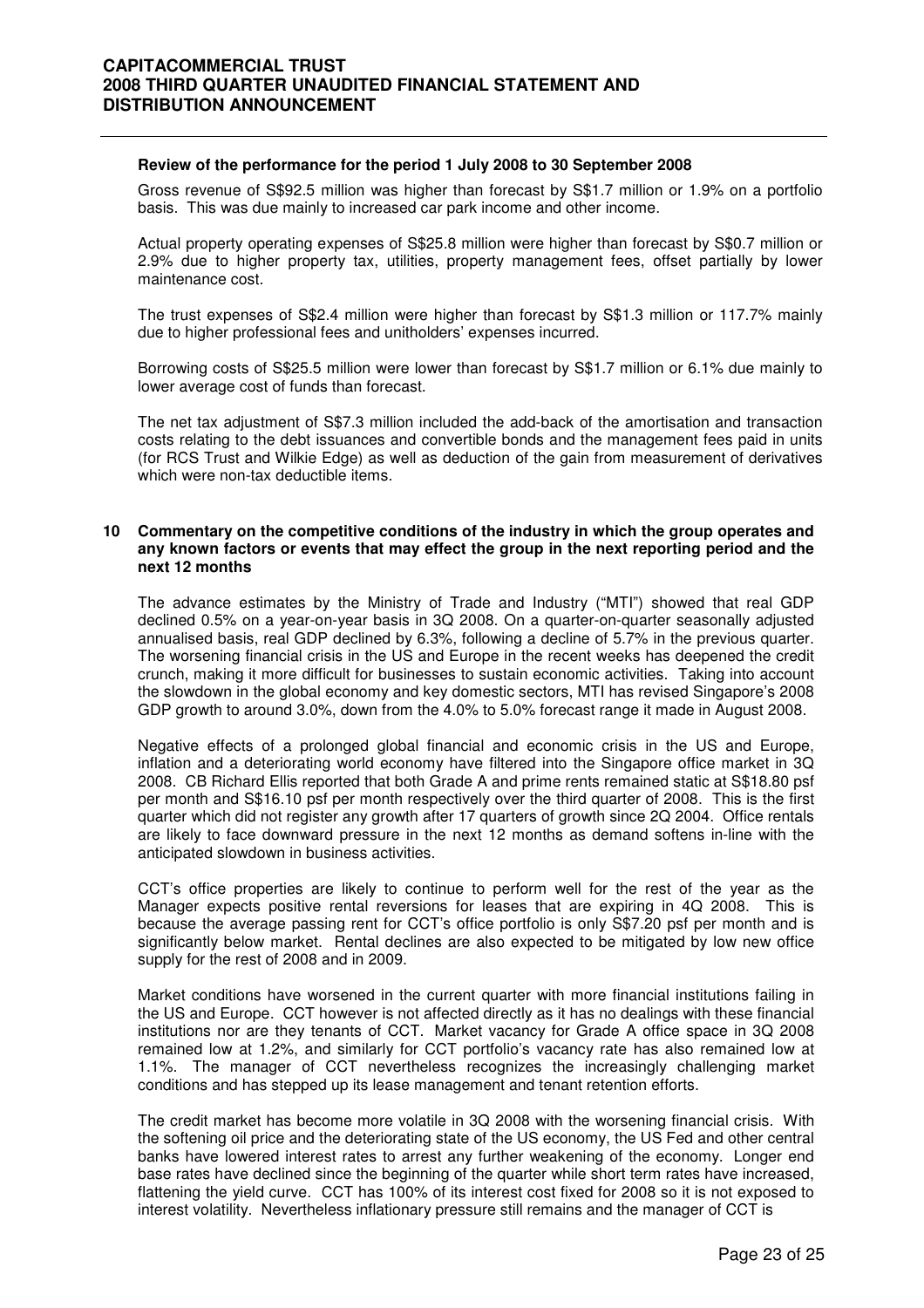**Review of the performance for the period 1 July 2008 to 30 September 2008**

Gross revenue of S$92.5 million was higher than forecast by S$1.7 million or 1.9% on a portfolio basis. This was due mainly to increased car park income and other income.

Actual property operating expenses of S$25.8 million were higher than forecast by S$0.7 million or 2.9% due to higher property tax, utilities, property management fees, offset partially by lower maintenance cost.

The trust expenses of S$2.4 million were higher than forecast by S$1.3 million or 117.7% mainly due to higher professional fees and unitholders' expenses incurred.

Borrowing costs of S$25.5 million were lower than forecast by S$1.7 million or 6.1% due mainly to lower average cost of funds than forecast.

The net tax adjustment of S$7.3 million included the add-back of the amortisation and transaction costs relating to the debt issuances and convertible bonds and the management fees paid in units (for RCS Trust and Wilkie Edge) as well as deduction of the gain from measurement of derivatives which were non-tax deductible items.

## 10 Commentary on the competitive conditions of the industry in which the group operates and any known factors or events that may effect the group in the next reporting period and the next 12 months

The advance estimates by the Ministry of Trade and Industry ("MTI") showed that real GDP declined 0.5% on a year-on-year basis in 3Q 2008. On a quarter-on-quarter seasonally adjusted annualised basis, real GDP declined by 6.3%, following a decline of 5.7% in the previous quarter. The worsening financial crisis in the US and Europe in the recent weeks has deepened the credit crunch, making it more difficult for businesses to sustain economic activities. Taking into account the slowdown in the global economy and key domestic sectors, MTI has revised Singapore's 2008 GDP growth to around 3.0%, down from the 4.0% to 5.0% forecast range it made in August 2008.

Negative effects of a prolonged global financial and economic crisis in the US and Europe, inflation and a deteriorating world economy have filtered into the Singapore office market in 3Q 2008. CB Richard Ellis reported that both Grade A and prime rents remained static at S$18.80 psf per month and S$16.10 psf per month respectively over the third quarter of 2008. This is the first quarter which did not register any growth after 17 quarters of growth since 2Q 2004. Office rentals are likely to face downward pressure in the next 12 months as demand softens in-line with the anticipated slowdown in business activities.

CCT's office properties are likely to continue to perform well for the rest of the year as the Manager expects positive rental reversions for leases that are expiring in 4Q 2008. This is because the average passing rent for CCT's office portfolio is only S$7.20 psf per month and is significantly below market. Rental declines are also expected to be mitigated by low new office supply for the rest of 2008 and in 2009.

Market conditions have worsened in the current quarter with more financial institutions failing in the US and Europe. CCT however is not affected directly as it has no dealings with these financial institutions nor are they tenants of CCT. Market vacancy for Grade A office space in 3Q 2008 remained low at 1.2%, and similarly for CCT portfolio's vacancy rate has also remained low at 1.1%. The manager of CCT nevertheless recognizes the increasingly challenging market conditions and has stepped up its lease management and tenant retention efforts.

The credit market has become more volatile in 3Q 2008 with the worsening financial crisis. With the softening oil price and the deteriorating state of the US economy, the US Fed and other central banks have lowered interest rates to arrest any further weakening of the economy. Longer end base rates have declined since the beginning of the quarter while short term rates have increased, flattening the yield curve. CCT has 100% of its interest cost fixed for 2008 so it is not exposed to interest volatility. Nevertheless inflationary pressure still remains and the manager of CCT is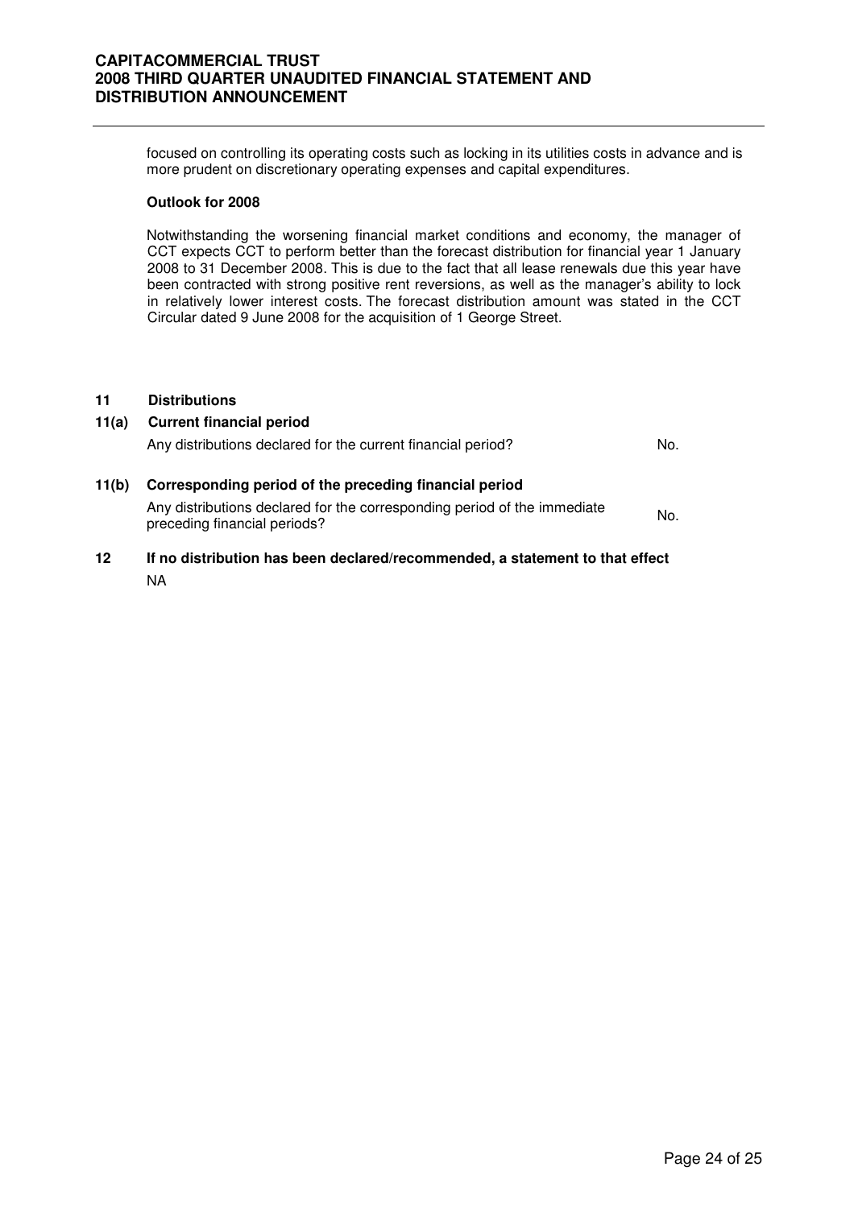focused on controlling its operating costs such as locking in its utilities costs in advance and is more prudent on discretionary operating expenses and capital expenditures.

**Outlook for 2008**

Notwithstanding the worsening financial market conditions and economy, the manager of CCT expects CCT to perform better than the forecast distribution for financial year 1 January 2008 to 31 December 2008. This is due to the fact that all lease renewals due this year have been contracted with strong positive rent reversions, as well as the manager's ability to lock in relatively lower interest costs. The forecast distribution amount was stated in the CCT Circular dated 9 June 2008 for the acquisition of 1 George Street.

## 11 Distributions

### 11(a) Current financial period

Any distributions declared for the current financial period? No.

### 11(b) Corresponding period of the preceding financial period

Any distributions declared for the corresponding period of the immediate preceding financial periods? No.

## 12 If no distribution has been declared/recommended, a statement to that effect

NA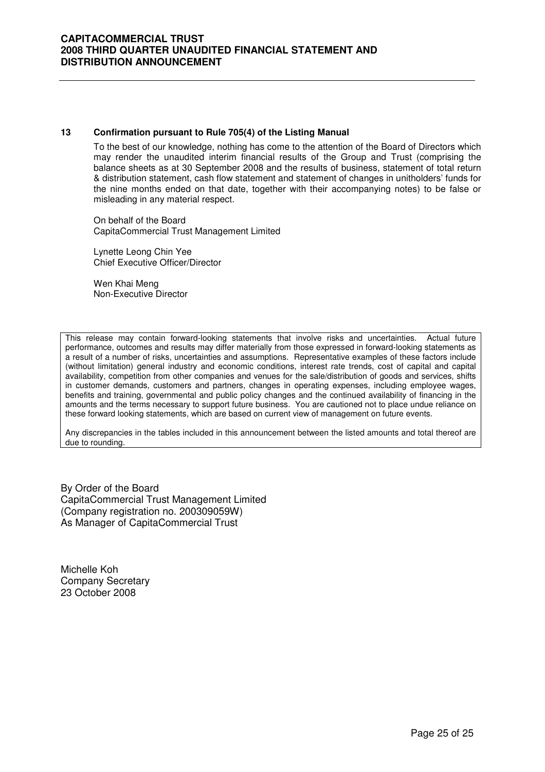## 13 Confirmation pursuant to Rule 705(4) of the Listing Manual

To the best of our knowledge, nothing has come to the attention of the Board of Directors which may render the unaudited interim financial results of the Group and Trust (comprising the balance sheets as at 30 September 2008 and the results of business, statement of total return & distribution statement, cash flow statement and statement of changes in unitholders' funds for the nine months ended on that date, together with their accompanying notes) to be false or misleading in any material respect.

On behalf of the Board
CapitaCommercial Trust Management Limited

Lynette Leong Chin Yee
Chief Executive Officer/Director

Wen Khai Meng
Non-Executive Director

This release may contain forward-looking statements that involve risks and uncertainties. Actual future performance, outcomes and results may differ materially from those expressed in forward-looking statements as a result of a number of risks, uncertainties and assumptions. Representative examples of these factors include (without limitation) general industry and economic conditions, interest rate trends, cost of capital and capital availability, competition from other companies and venues for the sale/distribution of goods and services, shifts in customer demands, customers and partners, changes in operating expenses, including employee wages, benefits and training, governmental and public policy changes and the continued availability of financing in the amounts and the terms necessary to support future business. You are cautioned not to place undue reliance on these forward looking statements, which are based on current view of management on future events.

Any discrepancies in the tables included in this announcement between the listed amounts and total thereof are due to rounding.

By Order of the Board
CapitaCommercial Trust Management Limited
(Company registration no. 200309059W)
As Manager of CapitaCommercial Trust

Michelle Koh
Company Secretary
23 October 2008